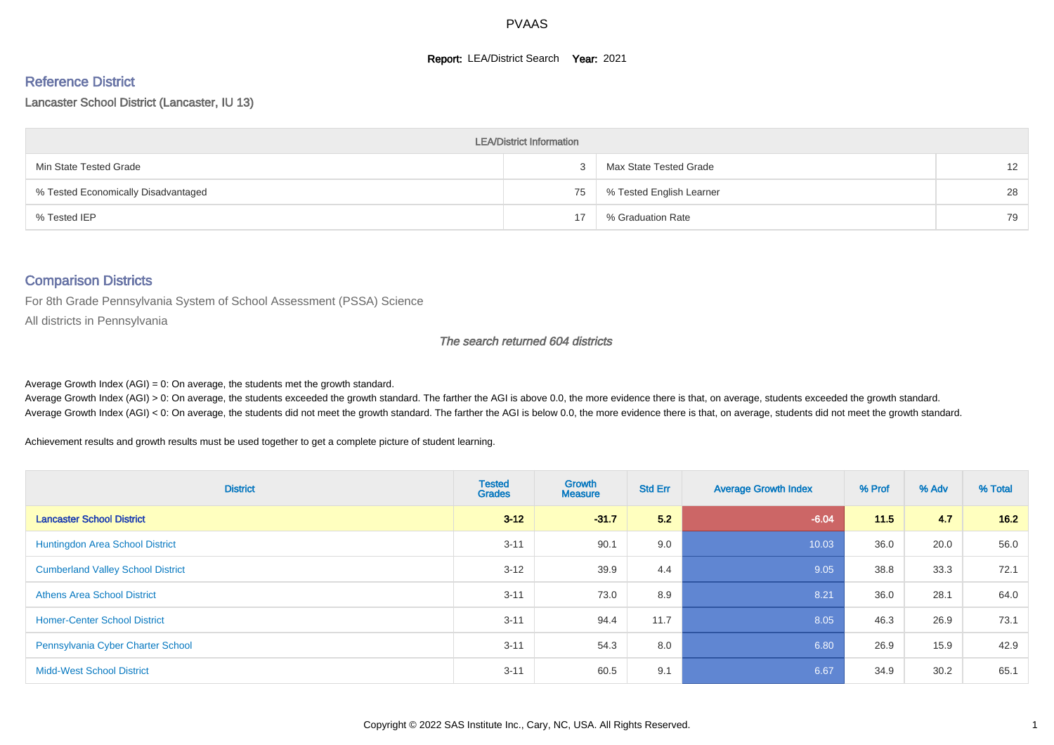# PVAAS

**Report:** LEA/District Search **Year:** 2021

## Reference District

Lancaster School District (Lancaster, IU 13)

| LEA/District Information | | | |
|---|---|---|---|
| Min State Tested Grade | 3 | Max State Tested Grade | 12 |
| % Tested Economically Disadvantaged | 75 | % Tested English Learner | 28 |
| % Tested IEP | 17 | % Graduation Rate | 79 |

## Comparison Districts

For 8th Grade Pennsylvania System of School Assessment (PSSA) Science

All districts in Pennsylvania

*The search returned 604 districts*

Average Growth Index (AGI) = 0: On average, the students met the growth standard.

Average Growth Index (AGI) > 0: On average, the students exceeded the growth standard. The farther the AGI is above 0.0, the more evidence there is that, on average, students exceeded the growth standard.

Average Growth Index (AGI) < 0: On average, the students did not meet the growth standard. The farther the AGI is below 0.0, the more evidence there is that, on average, students did not meet the growth standard.

Achievement results and growth results must be used together to get a complete picture of student learning.

| District | Tested Grades | Growth Measure | Std Err | Average Growth Index | % Prof | % Adv | % Total |
|---|---|---|---|---|---|---|---|
| **Lancaster School District** | **3-12** | **-31.7** | **5.2** | **-6.04** | **11.5** | **4.7** | **16.2** |
| Huntingdon Area School District | 3-11 | 90.1 | 9.0 | 10.03 | 36.0 | 20.0 | 56.0 |
| Cumberland Valley School District | 3-12 | 39.9 | 4.4 | 9.05 | 38.8 | 33.3 | 72.1 |
| Athens Area School District | 3-11 | 73.0 | 8.9 | 8.21 | 36.0 | 28.1 | 64.0 |
| Homer-Center School District | 3-11 | 94.4 | 11.7 | 8.05 | 46.3 | 26.9 | 73.1 |
| Pennsylvania Cyber Charter School | 3-11 | 54.3 | 8.0 | 6.80 | 26.9 | 15.9 | 42.9 |
| Midd-West School District | 3-11 | 60.5 | 9.1 | 6.67 | 34.9 | 30.2 | 65.1 |

Copyright © 2022 SAS Institute Inc., Cary, NC, USA. All Rights Reserved.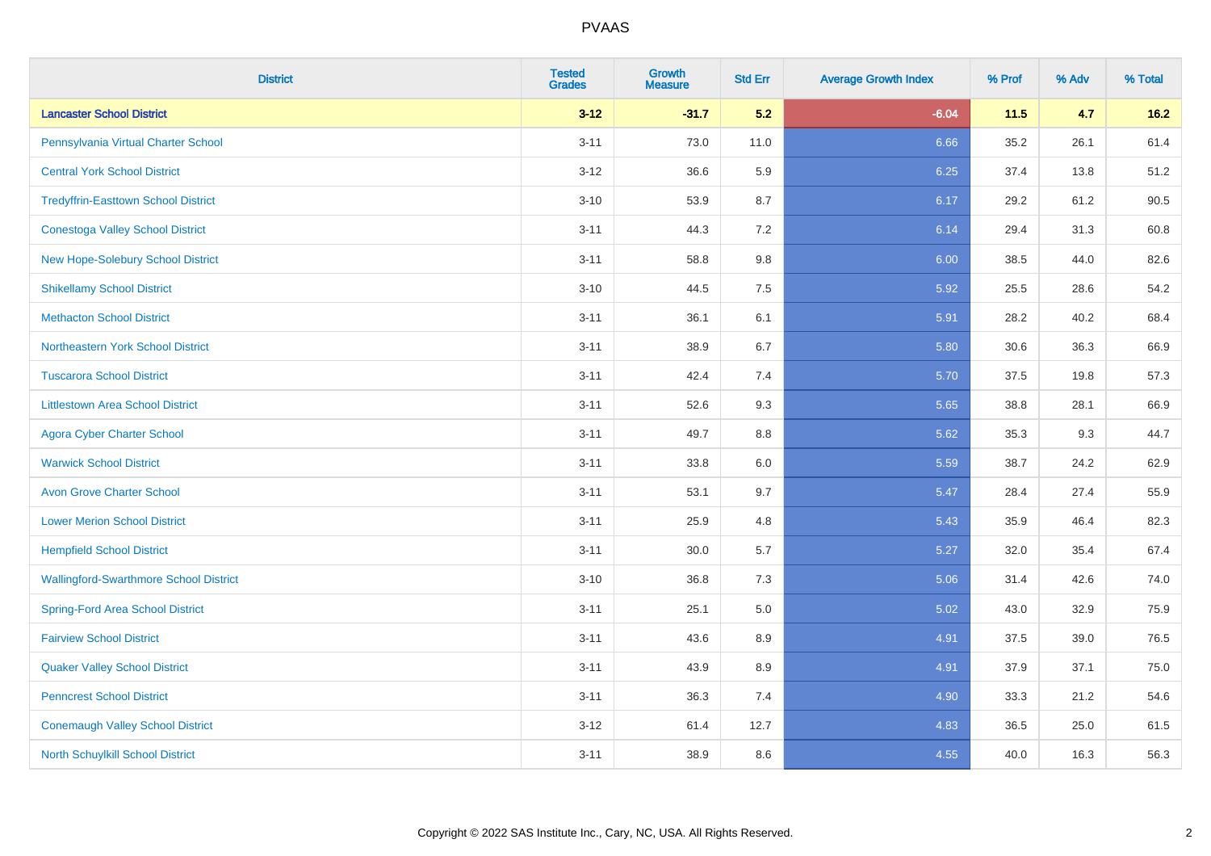| District | Tested Grades | Growth Measure | Std Err | Average Growth Index | % Prof | % Adv | % Total |
|---|---|---|---|---|---|---|---|
| **Lancaster School District** | **3-12** | **-31.7** | **5.2** | **-6.04** | **11.5** | **4.7** | **16.2** |
| Pennsylvania Virtual Charter School | 3-11 | 73.0 | 11.0 | 6.66 | 35.2 | 26.1 | 61.4 |
| Central York School District | 3-12 | 36.6 | 5.9 | 6.25 | 37.4 | 13.8 | 51.2 |
| Tredyffrin-Easttown School District | 3-10 | 53.9 | 8.7 | 6.17 | 29.2 | 61.2 | 90.5 |
| Conestoga Valley School District | 3-11 | 44.3 | 7.2 | 6.14 | 29.4 | 31.3 | 60.8 |
| New Hope-Solebury School District | 3-11 | 58.8 | 9.8 | 6.00 | 38.5 | 44.0 | 82.6 |
| Shikellamy School District | 3-10 | 44.5 | 7.5 | 5.92 | 25.5 | 28.6 | 54.2 |
| Methacton School District | 3-11 | 36.1 | 6.1 | 5.91 | 28.2 | 40.2 | 68.4 |
| Northeastern York School District | 3-11 | 38.9 | 6.7 | 5.80 | 30.6 | 36.3 | 66.9 |
| Tuscarora School District | 3-11 | 42.4 | 7.4 | 5.70 | 37.5 | 19.8 | 57.3 |
| Littlestown Area School District | 3-11 | 52.6 | 9.3 | 5.65 | 38.8 | 28.1 | 66.9 |
| Agora Cyber Charter School | 3-11 | 49.7 | 8.8 | 5.62 | 35.3 | 9.3 | 44.7 |
| Warwick School District | 3-11 | 33.8 | 6.0 | 5.59 | 38.7 | 24.2 | 62.9 |
| Avon Grove Charter School | 3-11 | 53.1 | 9.7 | 5.47 | 28.4 | 27.4 | 55.9 |
| Lower Merion School District | 3-11 | 25.9 | 4.8 | 5.43 | 35.9 | 46.4 | 82.3 |
| Hempfield School District | 3-11 | 30.0 | 5.7 | 5.27 | 32.0 | 35.4 | 67.4 |
| Wallingford-Swarthmore School District | 3-10 | 36.8 | 7.3 | 5.06 | 31.4 | 42.6 | 74.0 |
| Spring-Ford Area School District | 3-11 | 25.1 | 5.0 | 5.02 | 43.0 | 32.9 | 75.9 |
| Fairview School District | 3-11 | 43.6 | 8.9 | 4.91 | 37.5 | 39.0 | 76.5 |
| Quaker Valley School District | 3-11 | 43.9 | 8.9 | 4.91 | 37.9 | 37.1 | 75.0 |
| Penncrest School District | 3-11 | 36.3 | 7.4 | 4.90 | 33.3 | 21.2 | 54.6 |
| Conemaugh Valley School District | 3-12 | 61.4 | 12.7 | 4.83 | 36.5 | 25.0 | 61.5 |
| North Schuylkill School District | 3-11 | 38.9 | 8.6 | 4.55 | 40.0 | 16.3 | 56.3 |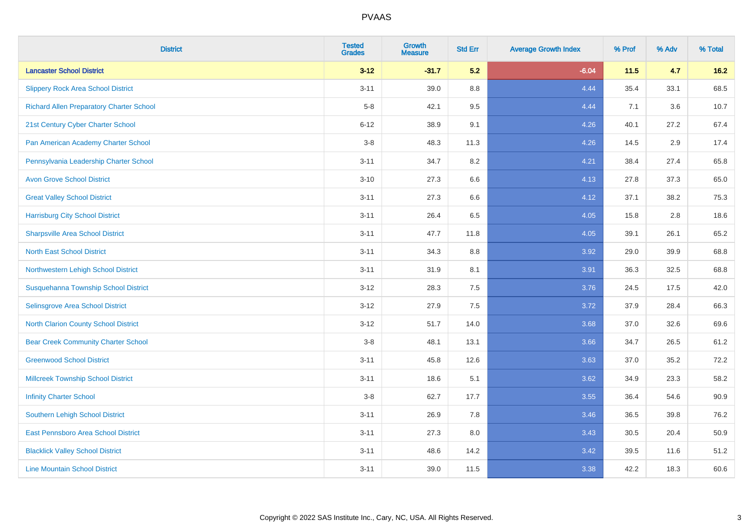# PVAAS

| District | Tested Grades | Growth Measure | Std Err | Average Growth Index | % Prof | % Adv | % Total |
|---|---|---|---|---|---|---|---|
| **Lancaster School District** | **3-12** | **-31.7** | **5.2** | **-6.04** | **11.5** | **4.7** | **16.2** |
| Slippery Rock Area School District | 3-11 | 39.0 | 8.8 | 4.44 | 35.4 | 33.1 | 68.5 |
| Richard Allen Preparatory Charter School | 5-8 | 42.1 | 9.5 | 4.44 | 7.1 | 3.6 | 10.7 |
| 21st Century Cyber Charter School | 6-12 | 38.9 | 9.1 | 4.26 | 40.1 | 27.2 | 67.4 |
| Pan American Academy Charter School | 3-8 | 48.3 | 11.3 | 4.26 | 14.5 | 2.9 | 17.4 |
| Pennsylvania Leadership Charter School | 3-11 | 34.7 | 8.2 | 4.21 | 38.4 | 27.4 | 65.8 |
| Avon Grove School District | 3-10 | 27.3 | 6.6 | 4.13 | 27.8 | 37.3 | 65.0 |
| Great Valley School District | 3-11 | 27.3 | 6.6 | 4.12 | 37.1 | 38.2 | 75.3 |
| Harrisburg City School District | 3-11 | 26.4 | 6.5 | 4.05 | 15.8 | 2.8 | 18.6 |
| Sharpsville Area School District | 3-11 | 47.7 | 11.8 | 4.05 | 39.1 | 26.1 | 65.2 |
| North East School District | 3-11 | 34.3 | 8.8 | 3.92 | 29.0 | 39.9 | 68.8 |
| Northwestern Lehigh School District | 3-11 | 31.9 | 8.1 | 3.91 | 36.3 | 32.5 | 68.8 |
| Susquehanna Township School District | 3-12 | 28.3 | 7.5 | 3.76 | 24.5 | 17.5 | 42.0 |
| Selinsgrove Area School District | 3-12 | 27.9 | 7.5 | 3.72 | 37.9 | 28.4 | 66.3 |
| North Clarion County School District | 3-12 | 51.7 | 14.0 | 3.68 | 37.0 | 32.6 | 69.6 |
| Bear Creek Community Charter School | 3-8 | 48.1 | 13.1 | 3.66 | 34.7 | 26.5 | 61.2 |
| Greenwood School District | 3-11 | 45.8 | 12.6 | 3.63 | 37.0 | 35.2 | 72.2 |
| Millcreek Township School District | 3-11 | 18.6 | 5.1 | 3.62 | 34.9 | 23.3 | 58.2 |
| Infinity Charter School | 3-8 | 62.7 | 17.7 | 3.55 | 36.4 | 54.6 | 90.9 |
| Southern Lehigh School District | 3-11 | 26.9 | 7.8 | 3.46 | 36.5 | 39.8 | 76.2 |
| East Pennsboro Area School District | 3-11 | 27.3 | 8.0 | 3.43 | 30.5 | 20.4 | 50.9 |
| Blacklick Valley School District | 3-11 | 48.6 | 14.2 | 3.42 | 39.5 | 11.6 | 51.2 |
| Line Mountain School District | 3-11 | 39.0 | 11.5 | 3.38 | 42.2 | 18.3 | 60.6 |

Copyright © 2022 SAS Institute Inc., Cary, NC, USA. All Rights Reserved.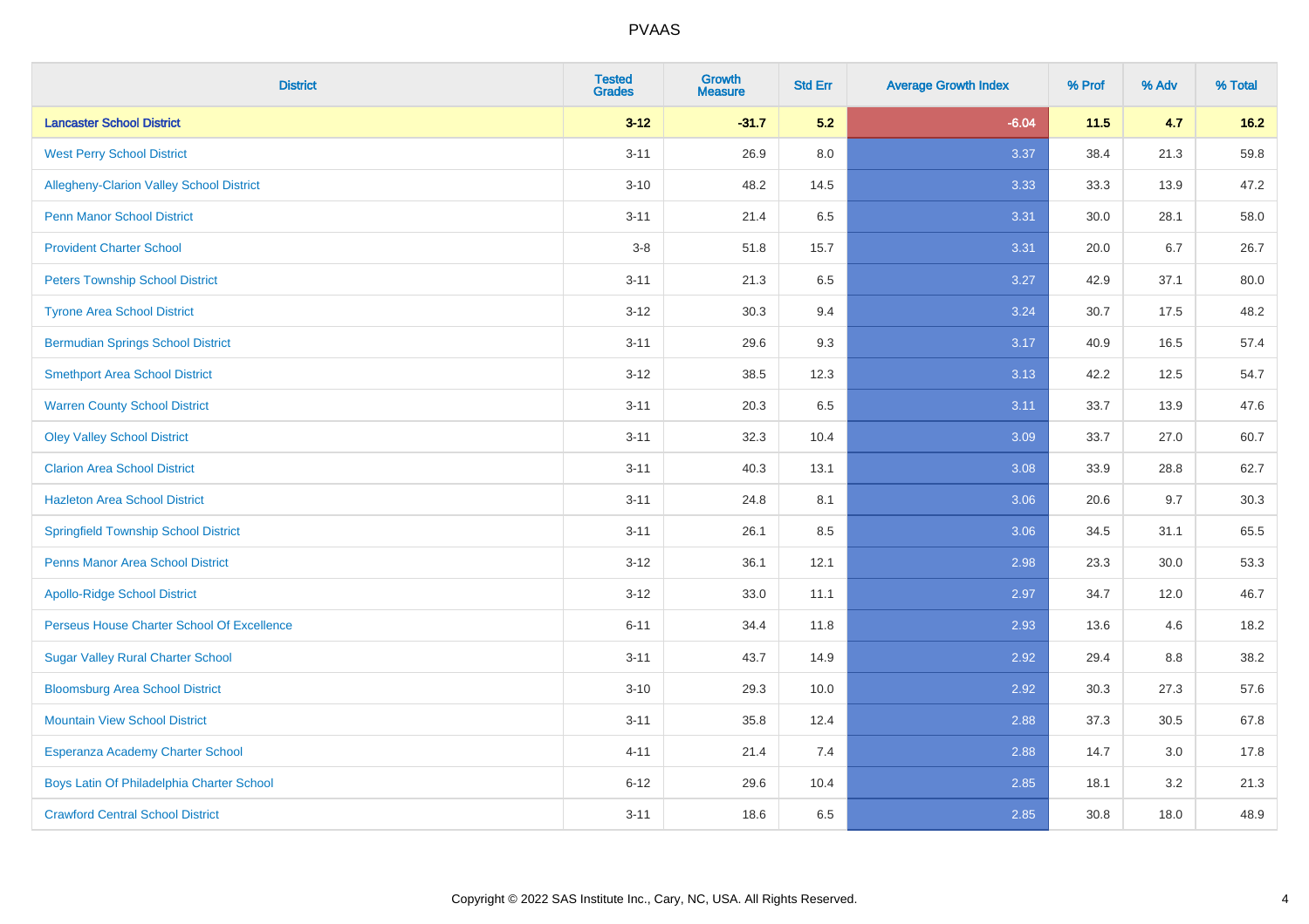# PVAAS

| District | Tested Grades | Growth Measure | Std Err | Average Growth Index | % Prof | % Adv | % Total |
|---|---|---|---|---|---|---|---|
| **Lancaster School District** | **3-12** | **-31.7** | **5.2** | **-6.04** | **11.5** | **4.7** | **16.2** |
| West Perry School District | 3-11 | 26.9 | 8.0 | 3.37 | 38.4 | 21.3 | 59.8 |
| Allegheny-Clarion Valley School District | 3-10 | 48.2 | 14.5 | 3.33 | 33.3 | 13.9 | 47.2 |
| Penn Manor School District | 3-11 | 21.4 | 6.5 | 3.31 | 30.0 | 28.1 | 58.0 |
| Provident Charter School | 3-8 | 51.8 | 15.7 | 3.31 | 20.0 | 6.7 | 26.7 |
| Peters Township School District | 3-11 | 21.3 | 6.5 | 3.27 | 42.9 | 37.1 | 80.0 |
| Tyrone Area School District | 3-12 | 30.3 | 9.4 | 3.24 | 30.7 | 17.5 | 48.2 |
| Bermudian Springs School District | 3-11 | 29.6 | 9.3 | 3.17 | 40.9 | 16.5 | 57.4 |
| Smethport Area School District | 3-12 | 38.5 | 12.3 | 3.13 | 42.2 | 12.5 | 54.7 |
| Warren County School District | 3-11 | 20.3 | 6.5 | 3.11 | 33.7 | 13.9 | 47.6 |
| Oley Valley School District | 3-11 | 32.3 | 10.4 | 3.09 | 33.7 | 27.0 | 60.7 |
| Clarion Area School District | 3-11 | 40.3 | 13.1 | 3.08 | 33.9 | 28.8 | 62.7 |
| Hazleton Area School District | 3-11 | 24.8 | 8.1 | 3.06 | 20.6 | 9.7 | 30.3 |
| Springfield Township School District | 3-11 | 26.1 | 8.5 | 3.06 | 34.5 | 31.1 | 65.5 |
| Penns Manor Area School District | 3-12 | 36.1 | 12.1 | 2.98 | 23.3 | 30.0 | 53.3 |
| Apollo-Ridge School District | 3-12 | 33.0 | 11.1 | 2.97 | 34.7 | 12.0 | 46.7 |
| Perseus House Charter School Of Excellence | 6-11 | 34.4 | 11.8 | 2.93 | 13.6 | 4.6 | 18.2 |
| Sugar Valley Rural Charter School | 3-11 | 43.7 | 14.9 | 2.92 | 29.4 | 8.8 | 38.2 |
| Bloomsburg Area School District | 3-10 | 29.3 | 10.0 | 2.92 | 30.3 | 27.3 | 57.6 |
| Mountain View School District | 3-11 | 35.8 | 12.4 | 2.88 | 37.3 | 30.5 | 67.8 |
| Esperanza Academy Charter School | 4-11 | 21.4 | 7.4 | 2.88 | 14.7 | 3.0 | 17.8 |
| Boys Latin Of Philadelphia Charter School | 6-12 | 29.6 | 10.4 | 2.85 | 18.1 | 3.2 | 21.3 |
| Crawford Central School District | 3-11 | 18.6 | 6.5 | 2.85 | 30.8 | 18.0 | 48.9 |

Copyright © 2022 SAS Institute Inc., Cary, NC, USA. All Rights Reserved.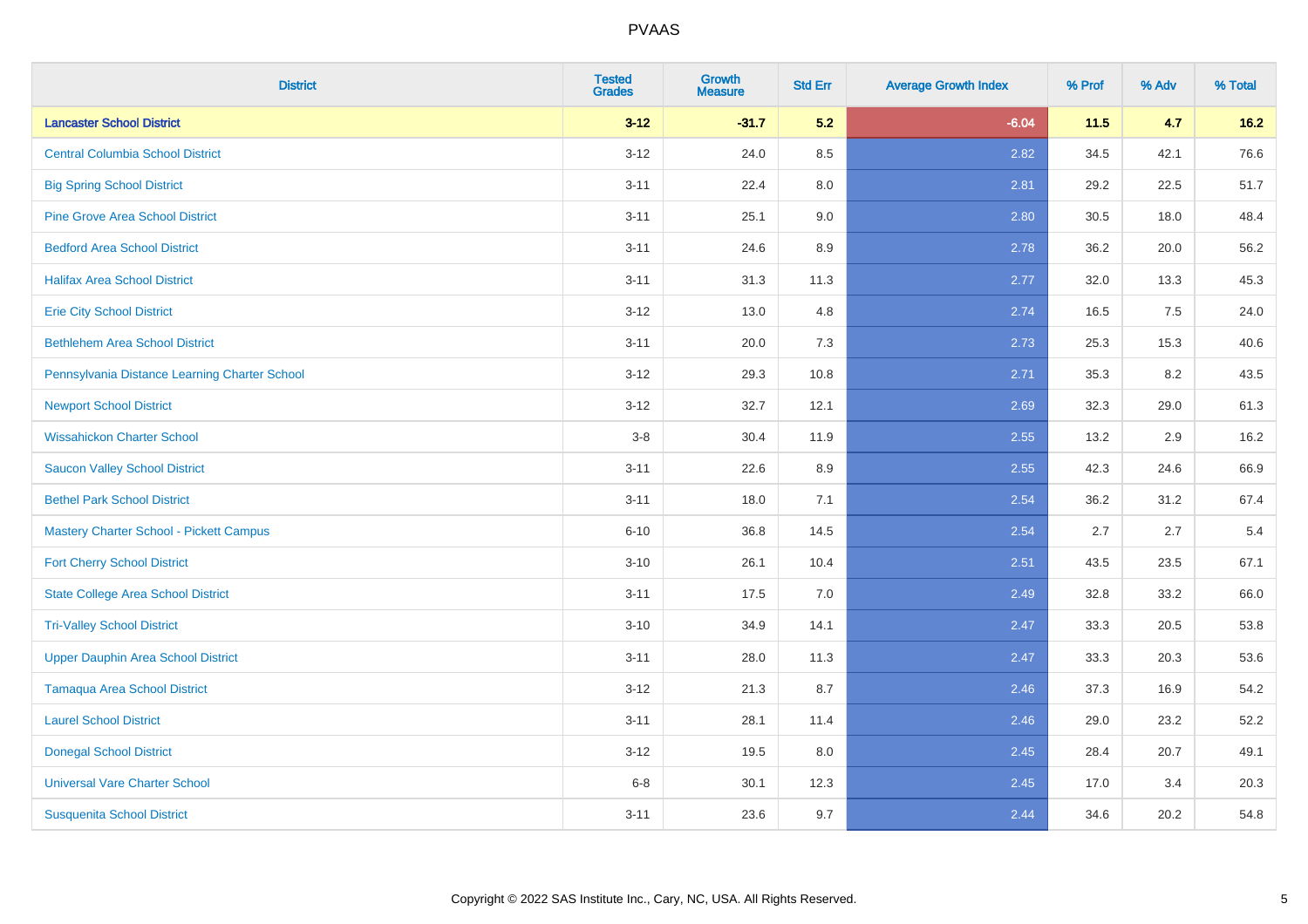# PVAAS

| District | Tested Grades | Growth Measure | Std Err | Average Growth Index | % Prof | % Adv | % Total |
|---|---|---|---|---|---|---|---|
| **Lancaster School District** | **3-12** | **-31.7** | **5.2** | **-6.04** | **11.5** | **4.7** | **16.2** |
| Central Columbia School District | 3-12 | 24.0 | 8.5 | 2.82 | 34.5 | 42.1 | 76.6 |
| Big Spring School District | 3-11 | 22.4 | 8.0 | 2.81 | 29.2 | 22.5 | 51.7 |
| Pine Grove Area School District | 3-11 | 25.1 | 9.0 | 2.80 | 30.5 | 18.0 | 48.4 |
| Bedford Area School District | 3-11 | 24.6 | 8.9 | 2.78 | 36.2 | 20.0 | 56.2 |
| Halifax Area School District | 3-11 | 31.3 | 11.3 | 2.77 | 32.0 | 13.3 | 45.3 |
| Erie City School District | 3-12 | 13.0 | 4.8 | 2.74 | 16.5 | 7.5 | 24.0 |
| Bethlehem Area School District | 3-11 | 20.0 | 7.3 | 2.73 | 25.3 | 15.3 | 40.6 |
| Pennsylvania Distance Learning Charter School | 3-12 | 29.3 | 10.8 | 2.71 | 35.3 | 8.2 | 43.5 |
| Newport School District | 3-12 | 32.7 | 12.1 | 2.69 | 32.3 | 29.0 | 61.3 |
| Wissahickon Charter School | 3-8 | 30.4 | 11.9 | 2.55 | 13.2 | 2.9 | 16.2 |
| Saucon Valley School District | 3-11 | 22.6 | 8.9 | 2.55 | 42.3 | 24.6 | 66.9 |
| Bethel Park School District | 3-11 | 18.0 | 7.1 | 2.54 | 36.2 | 31.2 | 67.4 |
| Mastery Charter School - Pickett Campus | 6-10 | 36.8 | 14.5 | 2.54 | 2.7 | 2.7 | 5.4 |
| Fort Cherry School District | 3-10 | 26.1 | 10.4 | 2.51 | 43.5 | 23.5 | 67.1 |
| State College Area School District | 3-11 | 17.5 | 7.0 | 2.49 | 32.8 | 33.2 | 66.0 |
| Tri-Valley School District | 3-10 | 34.9 | 14.1 | 2.47 | 33.3 | 20.5 | 53.8 |
| Upper Dauphin Area School District | 3-11 | 28.0 | 11.3 | 2.47 | 33.3 | 20.3 | 53.6 |
| Tamaqua Area School District | 3-12 | 21.3 | 8.7 | 2.46 | 37.3 | 16.9 | 54.2 |
| Laurel School District | 3-11 | 28.1 | 11.4 | 2.46 | 29.0 | 23.2 | 52.2 |
| Donegal School District | 3-12 | 19.5 | 8.0 | 2.45 | 28.4 | 20.7 | 49.1 |
| Universal Vare Charter School | 6-8 | 30.1 | 12.3 | 2.45 | 17.0 | 3.4 | 20.3 |
| Susquenita School District | 3-11 | 23.6 | 9.7 | 2.44 | 34.6 | 20.2 | 54.8 |

Copyright © 2022 SAS Institute Inc., Cary, NC, USA. All Rights Reserved.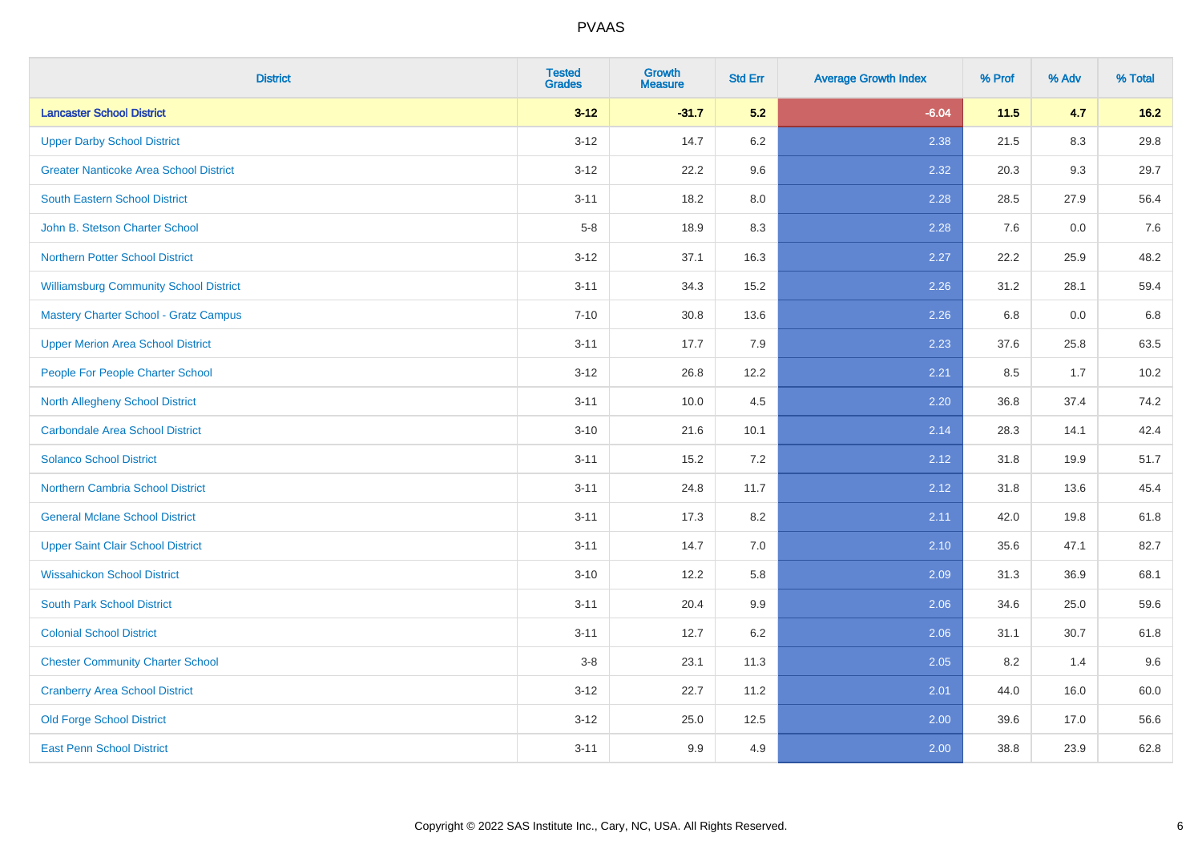| District | Tested Grades | Growth Measure | Std Err | Average Growth Index | % Prof | % Adv | % Total |
|---|---|---|---|---|---|---|---|
| **Lancaster School District** | **3-12** | **-31.7** | **5.2** | **-6.04** | **11.5** | **4.7** | **16.2** |
| Upper Darby School District | 3-12 | 14.7 | 6.2 | 2.38 | 21.5 | 8.3 | 29.8 |
| Greater Nanticoke Area School District | 3-12 | 22.2 | 9.6 | 2.32 | 20.3 | 9.3 | 29.7 |
| South Eastern School District | 3-11 | 18.2 | 8.0 | 2.28 | 28.5 | 27.9 | 56.4 |
| John B. Stetson Charter School | 5-8 | 18.9 | 8.3 | 2.28 | 7.6 | 0.0 | 7.6 |
| Northern Potter School District | 3-12 | 37.1 | 16.3 | 2.27 | 22.2 | 25.9 | 48.2 |
| Williamsburg Community School District | 3-11 | 34.3 | 15.2 | 2.26 | 31.2 | 28.1 | 59.4 |
| Mastery Charter School - Gratz Campus | 7-10 | 30.8 | 13.6 | 2.26 | 6.8 | 0.0 | 6.8 |
| Upper Merion Area School District | 3-11 | 17.7 | 7.9 | 2.23 | 37.6 | 25.8 | 63.5 |
| People For People Charter School | 3-12 | 26.8 | 12.2 | 2.21 | 8.5 | 1.7 | 10.2 |
| North Allegheny School District | 3-11 | 10.0 | 4.5 | 2.20 | 36.8 | 37.4 | 74.2 |
| Carbondale Area School District | 3-10 | 21.6 | 10.1 | 2.14 | 28.3 | 14.1 | 42.4 |
| Solanco School District | 3-11 | 15.2 | 7.2 | 2.12 | 31.8 | 19.9 | 51.7 |
| Northern Cambria School District | 3-11 | 24.8 | 11.7 | 2.12 | 31.8 | 13.6 | 45.4 |
| General Mclane School District | 3-11 | 17.3 | 8.2 | 2.11 | 42.0 | 19.8 | 61.8 |
| Upper Saint Clair School District | 3-11 | 14.7 | 7.0 | 2.10 | 35.6 | 47.1 | 82.7 |
| Wissahickon School District | 3-10 | 12.2 | 5.8 | 2.09 | 31.3 | 36.9 | 68.1 |
| South Park School District | 3-11 | 20.4 | 9.9 | 2.06 | 34.6 | 25.0 | 59.6 |
| Colonial School District | 3-11 | 12.7 | 6.2 | 2.06 | 31.1 | 30.7 | 61.8 |
| Chester Community Charter School | 3-8 | 23.1 | 11.3 | 2.05 | 8.2 | 1.4 | 9.6 |
| Cranberry Area School District | 3-12 | 22.7 | 11.2 | 2.01 | 44.0 | 16.0 | 60.0 |
| Old Forge School District | 3-12 | 25.0 | 12.5 | 2.00 | 39.6 | 17.0 | 56.6 |
| East Penn School District | 3-11 | 9.9 | 4.9 | 2.00 | 38.8 | 23.9 | 62.8 |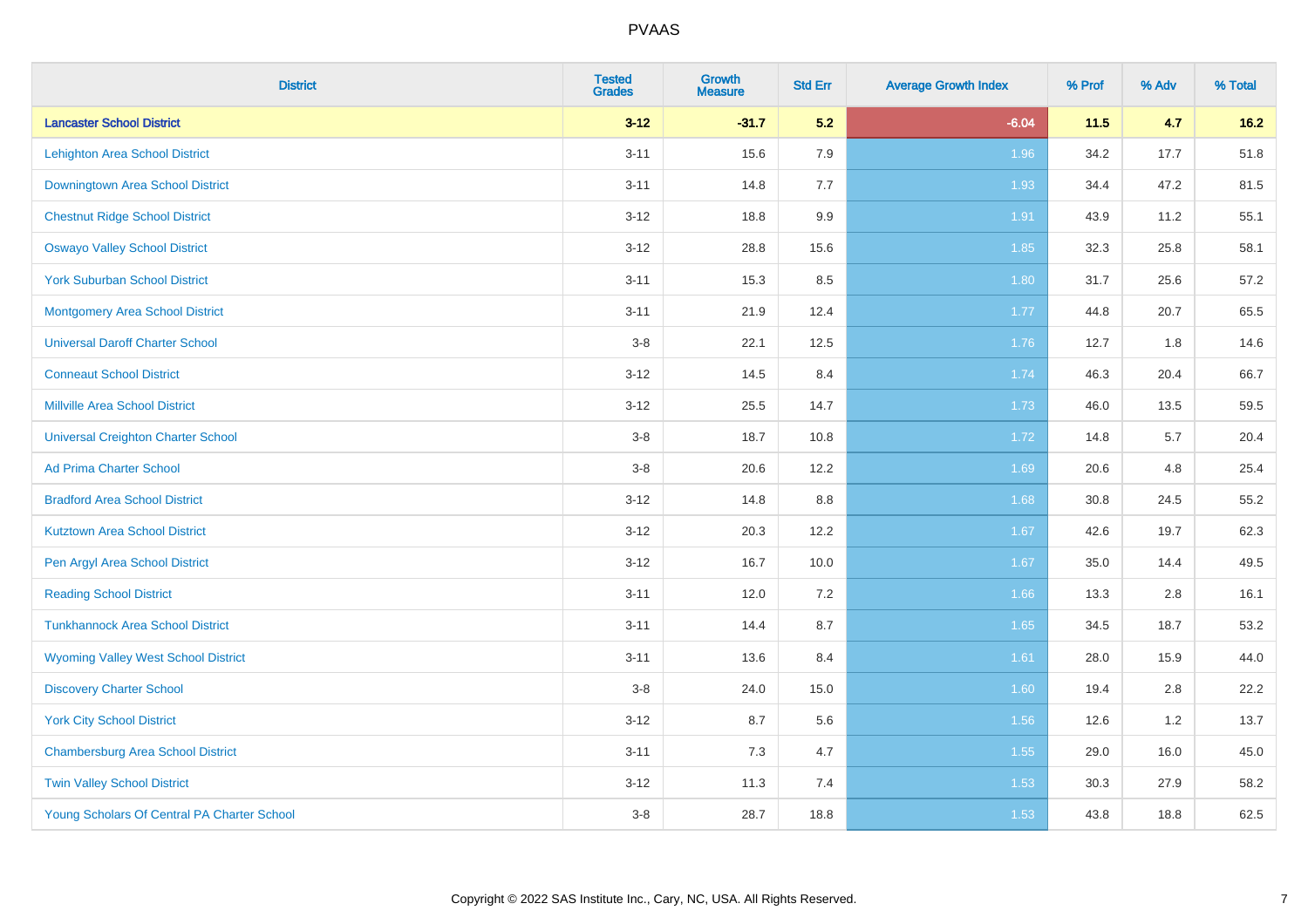# PVAAS

| District | Tested Grades | Growth Measure | Std Err | Average Growth Index | % Prof | % Adv | % Total |
|---|---|---|---|---|---|---|---|
| **Lancaster School District** | **3-12** | **-31.7** | **5.2** | **-6.04** | **11.5** | **4.7** | **16.2** |
| Lehighton Area School District | 3-11 | 15.6 | 7.9 | 1.96 | 34.2 | 17.7 | 51.8 |
| Downingtown Area School District | 3-11 | 14.8 | 7.7 | 1.93 | 34.4 | 47.2 | 81.5 |
| Chestnut Ridge School District | 3-12 | 18.8 | 9.9 | 1.91 | 43.9 | 11.2 | 55.1 |
| Oswayo Valley School District | 3-12 | 28.8 | 15.6 | 1.85 | 32.3 | 25.8 | 58.1 |
| York Suburban School District | 3-11 | 15.3 | 8.5 | 1.80 | 31.7 | 25.6 | 57.2 |
| Montgomery Area School District | 3-11 | 21.9 | 12.4 | 1.77 | 44.8 | 20.7 | 65.5 |
| Universal Daroff Charter School | 3-8 | 22.1 | 12.5 | 1.76 | 12.7 | 1.8 | 14.6 |
| Conneaut School District | 3-12 | 14.5 | 8.4 | 1.74 | 46.3 | 20.4 | 66.7 |
| Millville Area School District | 3-12 | 25.5 | 14.7 | 1.73 | 46.0 | 13.5 | 59.5 |
| Universal Creighton Charter School | 3-8 | 18.7 | 10.8 | 1.72 | 14.8 | 5.7 | 20.4 |
| Ad Prima Charter School | 3-8 | 20.6 | 12.2 | 1.69 | 20.6 | 4.8 | 25.4 |
| Bradford Area School District | 3-12 | 14.8 | 8.8 | 1.68 | 30.8 | 24.5 | 55.2 |
| Kutztown Area School District | 3-12 | 20.3 | 12.2 | 1.67 | 42.6 | 19.7 | 62.3 |
| Pen Argyl Area School District | 3-12 | 16.7 | 10.0 | 1.67 | 35.0 | 14.4 | 49.5 |
| Reading School District | 3-11 | 12.0 | 7.2 | 1.66 | 13.3 | 2.8 | 16.1 |
| Tunkhannock Area School District | 3-11 | 14.4 | 8.7 | 1.65 | 34.5 | 18.7 | 53.2 |
| Wyoming Valley West School District | 3-11 | 13.6 | 8.4 | 1.61 | 28.0 | 15.9 | 44.0 |
| Discovery Charter School | 3-8 | 24.0 | 15.0 | 1.60 | 19.4 | 2.8 | 22.2 |
| York City School District | 3-12 | 8.7 | 5.6 | 1.56 | 12.6 | 1.2 | 13.7 |
| Chambersburg Area School District | 3-11 | 7.3 | 4.7 | 1.55 | 29.0 | 16.0 | 45.0 |
| Twin Valley School District | 3-12 | 11.3 | 7.4 | 1.53 | 30.3 | 27.9 | 58.2 |
| Young Scholars Of Central PA Charter School | 3-8 | 28.7 | 18.8 | 1.53 | 43.8 | 18.8 | 62.5 |

Copyright © 2022 SAS Institute Inc., Cary, NC, USA. All Rights Reserved.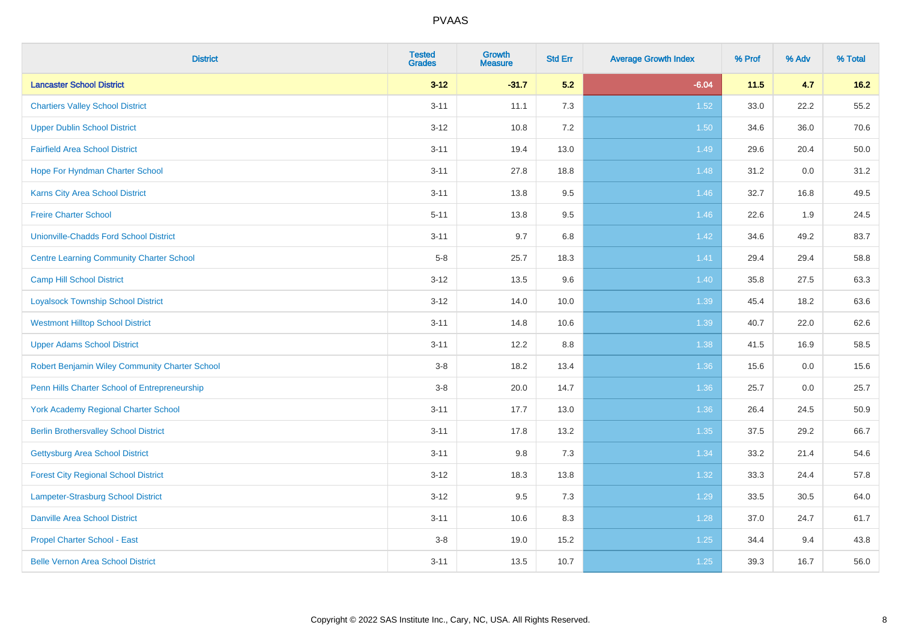| District | Tested Grades | Growth Measure | Std Err | Average Growth Index | % Prof | % Adv | % Total |
|---|---|---|---|---|---|---|---|
| **Lancaster School District** | **3-12** | **-31.7** | **5.2** | **-6.04** | **11.5** | **4.7** | **16.2** |
| Chartiers Valley School District | 3-11 | 11.1 | 7.3 | 1.52 | 33.0 | 22.2 | 55.2 |
| Upper Dublin School District | 3-12 | 10.8 | 7.2 | 1.50 | 34.6 | 36.0 | 70.6 |
| Fairfield Area School District | 3-11 | 19.4 | 13.0 | 1.49 | 29.6 | 20.4 | 50.0 |
| Hope For Hyndman Charter School | 3-11 | 27.8 | 18.8 | 1.48 | 31.2 | 0.0 | 31.2 |
| Karns City Area School District | 3-11 | 13.8 | 9.5 | 1.46 | 32.7 | 16.8 | 49.5 |
| Freire Charter School | 5-11 | 13.8 | 9.5 | 1.46 | 22.6 | 1.9 | 24.5 |
| Unionville-Chadds Ford School District | 3-11 | 9.7 | 6.8 | 1.42 | 34.6 | 49.2 | 83.7 |
| Centre Learning Community Charter School | 5-8 | 25.7 | 18.3 | 1.41 | 29.4 | 29.4 | 58.8 |
| Camp Hill School District | 3-12 | 13.5 | 9.6 | 1.40 | 35.8 | 27.5 | 63.3 |
| Loyalsock Township School District | 3-12 | 14.0 | 10.0 | 1.39 | 45.4 | 18.2 | 63.6 |
| Westmont Hilltop School District | 3-11 | 14.8 | 10.6 | 1.39 | 40.7 | 22.0 | 62.6 |
| Upper Adams School District | 3-11 | 12.2 | 8.8 | 1.38 | 41.5 | 16.9 | 58.5 |
| Robert Benjamin Wiley Community Charter School | 3-8 | 18.2 | 13.4 | 1.36 | 15.6 | 0.0 | 15.6 |
| Penn Hills Charter School of Entrepreneurship | 3-8 | 20.0 | 14.7 | 1.36 | 25.7 | 0.0 | 25.7 |
| York Academy Regional Charter School | 3-11 | 17.7 | 13.0 | 1.36 | 26.4 | 24.5 | 50.9 |
| Berlin Brothersvalley School District | 3-11 | 17.8 | 13.2 | 1.35 | 37.5 | 29.2 | 66.7 |
| Gettysburg Area School District | 3-11 | 9.8 | 7.3 | 1.34 | 33.2 | 21.4 | 54.6 |
| Forest City Regional School District | 3-12 | 18.3 | 13.8 | 1.32 | 33.3 | 24.4 | 57.8 |
| Lampeter-Strasburg School District | 3-12 | 9.5 | 7.3 | 1.29 | 33.5 | 30.5 | 64.0 |
| Danville Area School District | 3-11 | 10.6 | 8.3 | 1.28 | 37.0 | 24.7 | 61.7 |
| Propel Charter School - East | 3-8 | 19.0 | 15.2 | 1.25 | 34.4 | 9.4 | 43.8 |
| Belle Vernon Area School District | 3-11 | 13.5 | 10.7 | 1.25 | 39.3 | 16.7 | 56.0 |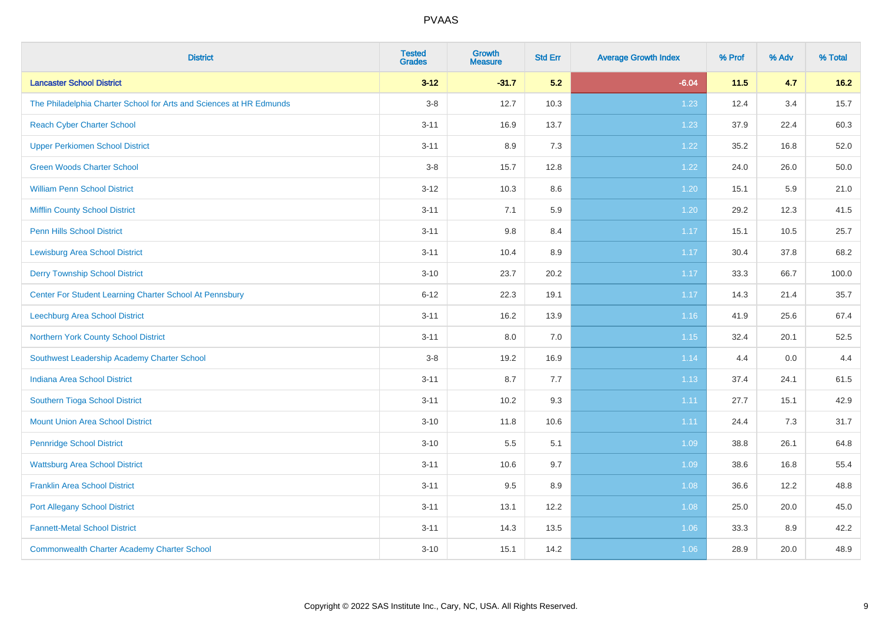| District | Tested Grades | Growth Measure | Std Err | Average Growth Index | % Prof | % Adv | % Total |
|---|---|---|---|---|---|---|---|
| **Lancaster School District** | **3-12** | **-31.7** | **5.2** | **-6.04** | **11.5** | **4.7** | **16.2** |
| The Philadelphia Charter School for Arts and Sciences at HR Edmunds | 3-8 | 12.7 | 10.3 | 1.23 | 12.4 | 3.4 | 15.7 |
| Reach Cyber Charter School | 3-11 | 16.9 | 13.7 | 1.23 | 37.9 | 22.4 | 60.3 |
| Upper Perkiomen School District | 3-11 | 8.9 | 7.3 | 1.22 | 35.2 | 16.8 | 52.0 |
| Green Woods Charter School | 3-8 | 15.7 | 12.8 | 1.22 | 24.0 | 26.0 | 50.0 |
| William Penn School District | 3-12 | 10.3 | 8.6 | 1.20 | 15.1 | 5.9 | 21.0 |
| Mifflin County School District | 3-11 | 7.1 | 5.9 | 1.20 | 29.2 | 12.3 | 41.5 |
| Penn Hills School District | 3-11 | 9.8 | 8.4 | 1.17 | 15.1 | 10.5 | 25.7 |
| Lewisburg Area School District | 3-11 | 10.4 | 8.9 | 1.17 | 30.4 | 37.8 | 68.2 |
| Derry Township School District | 3-10 | 23.7 | 20.2 | 1.17 | 33.3 | 66.7 | 100.0 |
| Center For Student Learning Charter School At Pennsbury | 6-12 | 22.3 | 19.1 | 1.17 | 14.3 | 21.4 | 35.7 |
| Leechburg Area School District | 3-11 | 16.2 | 13.9 | 1.16 | 41.9 | 25.6 | 67.4 |
| Northern York County School District | 3-11 | 8.0 | 7.0 | 1.15 | 32.4 | 20.1 | 52.5 |
| Southwest Leadership Academy Charter School | 3-8 | 19.2 | 16.9 | 1.14 | 4.4 | 0.0 | 4.4 |
| Indiana Area School District | 3-11 | 8.7 | 7.7 | 1.13 | 37.4 | 24.1 | 61.5 |
| Southern Tioga School District | 3-11 | 10.2 | 9.3 | 1.11 | 27.7 | 15.1 | 42.9 |
| Mount Union Area School District | 3-10 | 11.8 | 10.6 | 1.11 | 24.4 | 7.3 | 31.7 |
| Pennridge School District | 3-10 | 5.5 | 5.1 | 1.09 | 38.8 | 26.1 | 64.8 |
| Wattsburg Area School District | 3-11 | 10.6 | 9.7 | 1.09 | 38.6 | 16.8 | 55.4 |
| Franklin Area School District | 3-11 | 9.5 | 8.9 | 1.08 | 36.6 | 12.2 | 48.8 |
| Port Allegany School District | 3-11 | 13.1 | 12.2 | 1.08 | 25.0 | 20.0 | 45.0 |
| Fannett-Metal School District | 3-11 | 14.3 | 13.5 | 1.06 | 33.3 | 8.9 | 42.2 |
| Commonwealth Charter Academy Charter School | 3-10 | 15.1 | 14.2 | 1.06 | 28.9 | 20.0 | 48.9 |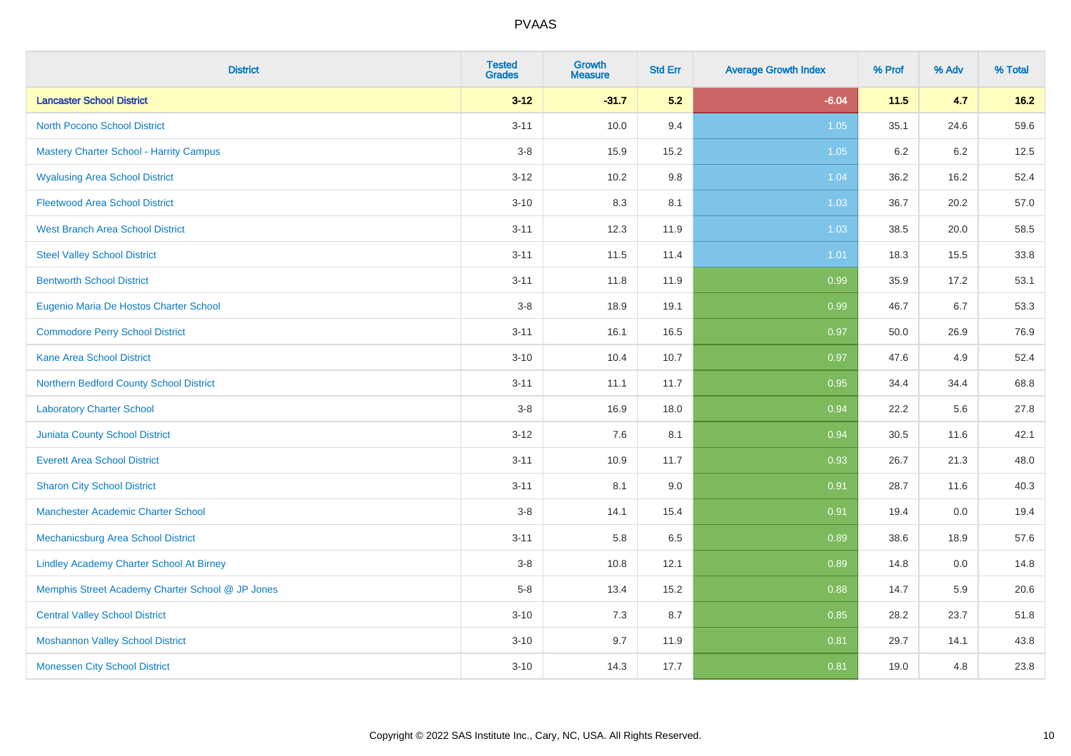PVAAS

| District | Tested Grades | Growth Measure | Std Err | Average Growth Index | % Prof | % Adv | % Total |
|---|---|---|---|---|---|---|---|
| **Lancaster School District** | **3-12** | **-31.7** | **5.2** | **-6.04** | **11.5** | **4.7** | **16.2** |
| North Pocono School District | 3-11 | 10.0 | 9.4 | 1.05 | 35.1 | 24.6 | 59.6 |
| Mastery Charter School - Harrity Campus | 3-8 | 15.9 | 15.2 | 1.05 | 6.2 | 6.2 | 12.5 |
| Wyalusing Area School District | 3-12 | 10.2 | 9.8 | 1.04 | 36.2 | 16.2 | 52.4 |
| Fleetwood Area School District | 3-10 | 8.3 | 8.1 | 1.03 | 36.7 | 20.2 | 57.0 |
| West Branch Area School District | 3-11 | 12.3 | 11.9 | 1.03 | 38.5 | 20.0 | 58.5 |
| Steel Valley School District | 3-11 | 11.5 | 11.4 | 1.01 | 18.3 | 15.5 | 33.8 |
| Bentworth School District | 3-11 | 11.8 | 11.9 | 0.99 | 35.9 | 17.2 | 53.1 |
| Eugenio Maria De Hostos Charter School | 3-8 | 18.9 | 19.1 | 0.99 | 46.7 | 6.7 | 53.3 |
| Commodore Perry School District | 3-11 | 16.1 | 16.5 | 0.97 | 50.0 | 26.9 | 76.9 |
| Kane Area School District | 3-10 | 10.4 | 10.7 | 0.97 | 47.6 | 4.9 | 52.4 |
| Northern Bedford County School District | 3-11 | 11.1 | 11.7 | 0.95 | 34.4 | 34.4 | 68.8 |
| Laboratory Charter School | 3-8 | 16.9 | 18.0 | 0.94 | 22.2 | 5.6 | 27.8 |
| Juniata County School District | 3-12 | 7.6 | 8.1 | 0.94 | 30.5 | 11.6 | 42.1 |
| Everett Area School District | 3-11 | 10.9 | 11.7 | 0.93 | 26.7 | 21.3 | 48.0 |
| Sharon City School District | 3-11 | 8.1 | 9.0 | 0.91 | 28.7 | 11.6 | 40.3 |
| Manchester Academic Charter School | 3-8 | 14.1 | 15.4 | 0.91 | 19.4 | 0.0 | 19.4 |
| Mechanicsburg Area School District | 3-11 | 5.8 | 6.5 | 0.89 | 38.6 | 18.9 | 57.6 |
| Lindley Academy Charter School At Birney | 3-8 | 10.8 | 12.1 | 0.89 | 14.8 | 0.0 | 14.8 |
| Memphis Street Academy Charter School @ JP Jones | 5-8 | 13.4 | 15.2 | 0.88 | 14.7 | 5.9 | 20.6 |
| Central Valley School District | 3-10 | 7.3 | 8.7 | 0.85 | 28.2 | 23.7 | 51.8 |
| Moshannon Valley School District | 3-10 | 9.7 | 11.9 | 0.81 | 29.7 | 14.1 | 43.8 |
| Monessen City School District | 3-10 | 14.3 | 17.7 | 0.81 | 19.0 | 4.8 | 23.8 |

Copyright © 2022 SAS Institute Inc., Cary, NC, USA. All Rights Reserved.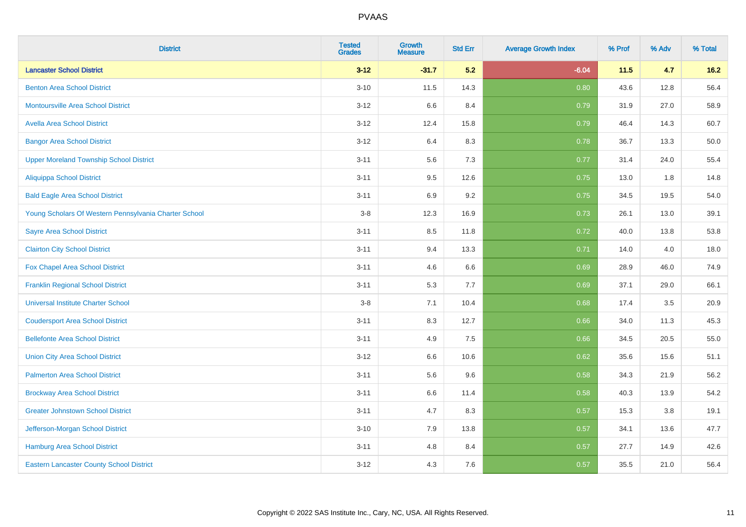| District | Tested Grades | Growth Measure | Std Err | Average Growth Index | % Prof | % Adv | % Total |
|---|---|---|---|---|---|---|---|
| **Lancaster School District** | **3-12** | **-31.7** | **5.2** | **-6.04** | **11.5** | **4.7** | **16.2** |
| Benton Area School District | 3-10 | 11.5 | 14.3 | 0.80 | 43.6 | 12.8 | 56.4 |
| Montoursville Area School District | 3-12 | 6.6 | 8.4 | 0.79 | 31.9 | 27.0 | 58.9 |
| Avella Area School District | 3-12 | 12.4 | 15.8 | 0.79 | 46.4 | 14.3 | 60.7 |
| Bangor Area School District | 3-12 | 6.4 | 8.3 | 0.78 | 36.7 | 13.3 | 50.0 |
| Upper Moreland Township School District | 3-11 | 5.6 | 7.3 | 0.77 | 31.4 | 24.0 | 55.4 |
| Aliquippa School District | 3-11 | 9.5 | 12.6 | 0.75 | 13.0 | 1.8 | 14.8 |
| Bald Eagle Area School District | 3-11 | 6.9 | 9.2 | 0.75 | 34.5 | 19.5 | 54.0 |
| Young Scholars Of Western Pennsylvania Charter School | 3-8 | 12.3 | 16.9 | 0.73 | 26.1 | 13.0 | 39.1 |
| Sayre Area School District | 3-11 | 8.5 | 11.8 | 0.72 | 40.0 | 13.8 | 53.8 |
| Clairton City School District | 3-11 | 9.4 | 13.3 | 0.71 | 14.0 | 4.0 | 18.0 |
| Fox Chapel Area School District | 3-11 | 4.6 | 6.6 | 0.69 | 28.9 | 46.0 | 74.9 |
| Franklin Regional School District | 3-11 | 5.3 | 7.7 | 0.69 | 37.1 | 29.0 | 66.1 |
| Universal Institute Charter School | 3-8 | 7.1 | 10.4 | 0.68 | 17.4 | 3.5 | 20.9 |
| Coudersport Area School District | 3-11 | 8.3 | 12.7 | 0.66 | 34.0 | 11.3 | 45.3 |
| Bellefonte Area School District | 3-11 | 4.9 | 7.5 | 0.66 | 34.5 | 20.5 | 55.0 |
| Union City Area School District | 3-12 | 6.6 | 10.6 | 0.62 | 35.6 | 15.6 | 51.1 |
| Palmerton Area School District | 3-11 | 5.6 | 9.6 | 0.58 | 34.3 | 21.9 | 56.2 |
| Brockway Area School District | 3-11 | 6.6 | 11.4 | 0.58 | 40.3 | 13.9 | 54.2 |
| Greater Johnstown School District | 3-11 | 4.7 | 8.3 | 0.57 | 15.3 | 3.8 | 19.1 |
| Jefferson-Morgan School District | 3-10 | 7.9 | 13.8 | 0.57 | 34.1 | 13.6 | 47.7 |
| Hamburg Area School District | 3-11 | 4.8 | 8.4 | 0.57 | 27.7 | 14.9 | 42.6 |
| Eastern Lancaster County School District | 3-12 | 4.3 | 7.6 | 0.57 | 35.5 | 21.0 | 56.4 |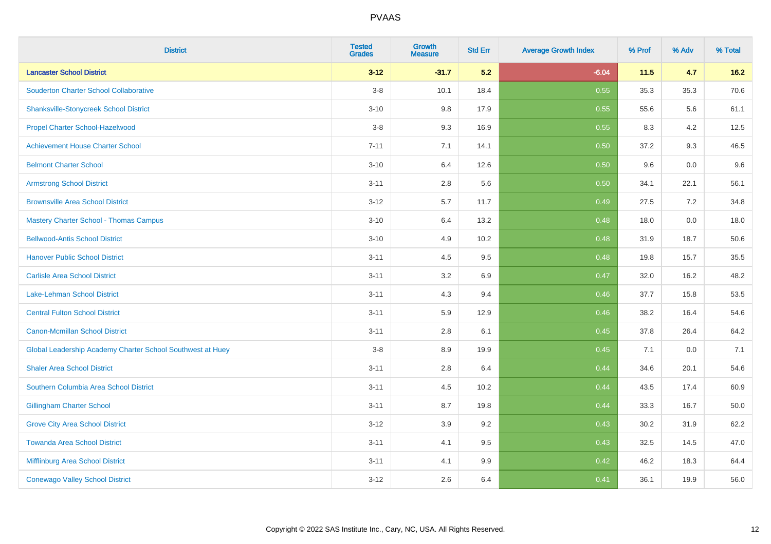# PVAAS

| District | Tested Grades | Growth Measure | Std Err | Average Growth Index | % Prof | % Adv | % Total |
|---|---|---|---|---|---|---|---|
| **Lancaster School District** | **3-12** | **-31.7** | **5.2** | **-6.04** | **11.5** | **4.7** | **16.2** |
| Souderton Charter School Collaborative | 3-8 | 10.1 | 18.4 | 0.55 | 35.3 | 35.3 | 70.6 |
| Shanksville-Stonycreek School District | 3-10 | 9.8 | 17.9 | 0.55 | 55.6 | 5.6 | 61.1 |
| Propel Charter School-Hazelwood | 3-8 | 9.3 | 16.9 | 0.55 | 8.3 | 4.2 | 12.5 |
| Achievement House Charter School | 7-11 | 7.1 | 14.1 | 0.50 | 37.2 | 9.3 | 46.5 |
| Belmont Charter School | 3-10 | 6.4 | 12.6 | 0.50 | 9.6 | 0.0 | 9.6 |
| Armstrong School District | 3-11 | 2.8 | 5.6 | 0.50 | 34.1 | 22.1 | 56.1 |
| Brownsville Area School District | 3-12 | 5.7 | 11.7 | 0.49 | 27.5 | 7.2 | 34.8 |
| Mastery Charter School - Thomas Campus | 3-10 | 6.4 | 13.2 | 0.48 | 18.0 | 0.0 | 18.0 |
| Bellwood-Antis School District | 3-10 | 4.9 | 10.2 | 0.48 | 31.9 | 18.7 | 50.6 |
| Hanover Public School District | 3-11 | 4.5 | 9.5 | 0.48 | 19.8 | 15.7 | 35.5 |
| Carlisle Area School District | 3-11 | 3.2 | 6.9 | 0.47 | 32.0 | 16.2 | 48.2 |
| Lake-Lehman School District | 3-11 | 4.3 | 9.4 | 0.46 | 37.7 | 15.8 | 53.5 |
| Central Fulton School District | 3-11 | 5.9 | 12.9 | 0.46 | 38.2 | 16.4 | 54.6 |
| Canon-Mcmillan School District | 3-11 | 2.8 | 6.1 | 0.45 | 37.8 | 26.4 | 64.2 |
| Global Leadership Academy Charter School Southwest at Huey | 3-8 | 8.9 | 19.9 | 0.45 | 7.1 | 0.0 | 7.1 |
| Shaler Area School District | 3-11 | 2.8 | 6.4 | 0.44 | 34.6 | 20.1 | 54.6 |
| Southern Columbia Area School District | 3-11 | 4.5 | 10.2 | 0.44 | 43.5 | 17.4 | 60.9 |
| Gillingham Charter School | 3-11 | 8.7 | 19.8 | 0.44 | 33.3 | 16.7 | 50.0 |
| Grove City Area School District | 3-12 | 3.9 | 9.2 | 0.43 | 30.2 | 31.9 | 62.2 |
| Towanda Area School District | 3-11 | 4.1 | 9.5 | 0.43 | 32.5 | 14.5 | 47.0 |
| Mifflinburg Area School District | 3-11 | 4.1 | 9.9 | 0.42 | 46.2 | 18.3 | 64.4 |
| Conewago Valley School District | 3-12 | 2.6 | 6.4 | 0.41 | 36.1 | 19.9 | 56.0 |

Copyright © 2022 SAS Institute Inc., Cary, NC, USA. All Rights Reserved.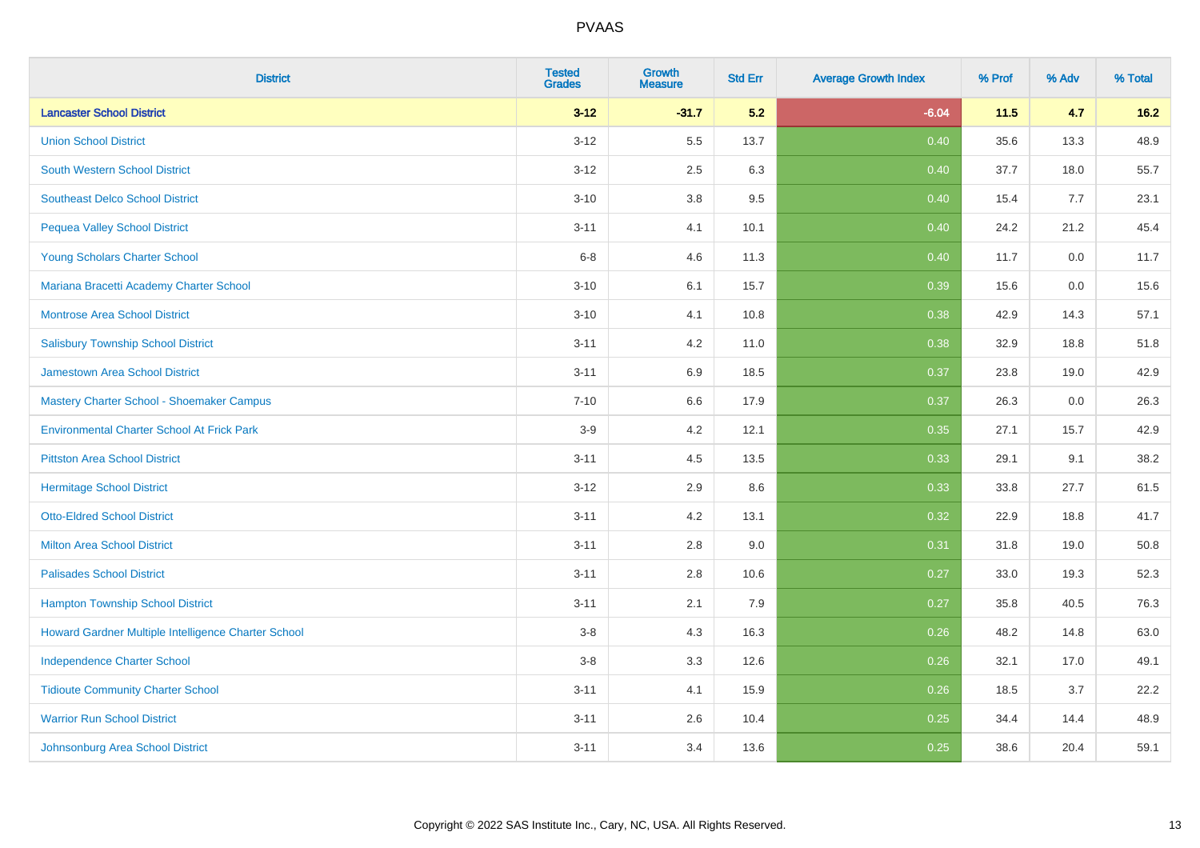| District | Tested Grades | Growth Measure | Std Err | Average Growth Index | % Prof | % Adv | % Total |
|---|---|---|---|---|---|---|---|
| **Lancaster School District** | **3-12** | **-31.7** | **5.2** | **-6.04** | **11.5** | **4.7** | **16.2** |
| Union School District | 3-12 | 5.5 | 13.7 | 0.40 | 35.6 | 13.3 | 48.9 |
| South Western School District | 3-12 | 2.5 | 6.3 | 0.40 | 37.7 | 18.0 | 55.7 |
| Southeast Delco School District | 3-10 | 3.8 | 9.5 | 0.40 | 15.4 | 7.7 | 23.1 |
| Pequea Valley School District | 3-11 | 4.1 | 10.1 | 0.40 | 24.2 | 21.2 | 45.4 |
| Young Scholars Charter School | 6-8 | 4.6 | 11.3 | 0.40 | 11.7 | 0.0 | 11.7 |
| Mariana Bracetti Academy Charter School | 3-10 | 6.1 | 15.7 | 0.39 | 15.6 | 0.0 | 15.6 |
| Montrose Area School District | 3-10 | 4.1 | 10.8 | 0.38 | 42.9 | 14.3 | 57.1 |
| Salisbury Township School District | 3-11 | 4.2 | 11.0 | 0.38 | 32.9 | 18.8 | 51.8 |
| Jamestown Area School District | 3-11 | 6.9 | 18.5 | 0.37 | 23.8 | 19.0 | 42.9 |
| Mastery Charter School - Shoemaker Campus | 7-10 | 6.6 | 17.9 | 0.37 | 26.3 | 0.0 | 26.3 |
| Environmental Charter School At Frick Park | 3-9 | 4.2 | 12.1 | 0.35 | 27.1 | 15.7 | 42.9 |
| Pittston Area School District | 3-11 | 4.5 | 13.5 | 0.33 | 29.1 | 9.1 | 38.2 |
| Hermitage School District | 3-12 | 2.9 | 8.6 | 0.33 | 33.8 | 27.7 | 61.5 |
| Otto-Eldred School District | 3-11 | 4.2 | 13.1 | 0.32 | 22.9 | 18.8 | 41.7 |
| Milton Area School District | 3-11 | 2.8 | 9.0 | 0.31 | 31.8 | 19.0 | 50.8 |
| Palisades School District | 3-11 | 2.8 | 10.6 | 0.27 | 33.0 | 19.3 | 52.3 |
| Hampton Township School District | 3-11 | 2.1 | 7.9 | 0.27 | 35.8 | 40.5 | 76.3 |
| Howard Gardner Multiple Intelligence Charter School | 3-8 | 4.3 | 16.3 | 0.26 | 48.2 | 14.8 | 63.0 |
| Independence Charter School | 3-8 | 3.3 | 12.6 | 0.26 | 32.1 | 17.0 | 49.1 |
| Tidioute Community Charter School | 3-11 | 4.1 | 15.9 | 0.26 | 18.5 | 3.7 | 22.2 |
| Warrior Run School District | 3-11 | 2.6 | 10.4 | 0.25 | 34.4 | 14.4 | 48.9 |
| Johnsonburg Area School District | 3-11 | 3.4 | 13.6 | 0.25 | 38.6 | 20.4 | 59.1 |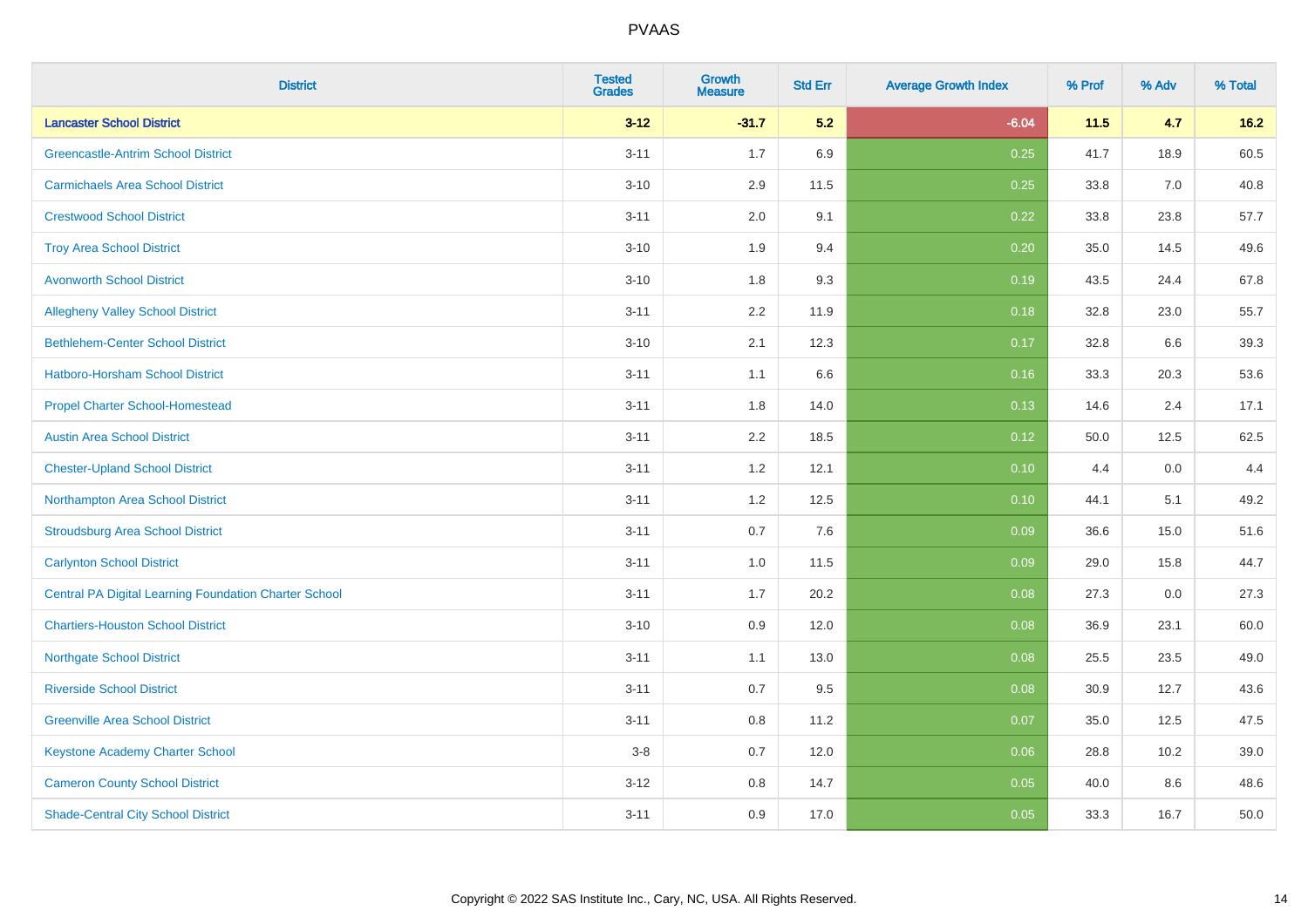| District | Tested Grades | Growth Measure | Std Err | Average Growth Index | % Prof | % Adv | % Total |
|---|---|---|---|---|---|---|---|
| **Lancaster School District** | **3-12** | **-31.7** | **5.2** | **-6.04** | **11.5** | **4.7** | **16.2** |
| Greencastle-Antrim School District | 3-11 | 1.7 | 6.9 | 0.25 | 41.7 | 18.9 | 60.5 |
| Carmichaels Area School District | 3-10 | 2.9 | 11.5 | 0.25 | 33.8 | 7.0 | 40.8 |
| Crestwood School District | 3-11 | 2.0 | 9.1 | 0.22 | 33.8 | 23.8 | 57.7 |
| Troy Area School District | 3-10 | 1.9 | 9.4 | 0.20 | 35.0 | 14.5 | 49.6 |
| Avonworth School District | 3-10 | 1.8 | 9.3 | 0.19 | 43.5 | 24.4 | 67.8 |
| Allegheny Valley School District | 3-11 | 2.2 | 11.9 | 0.18 | 32.8 | 23.0 | 55.7 |
| Bethlehem-Center School District | 3-10 | 2.1 | 12.3 | 0.17 | 32.8 | 6.6 | 39.3 |
| Hatboro-Horsham School District | 3-11 | 1.1 | 6.6 | 0.16 | 33.3 | 20.3 | 53.6 |
| Propel Charter School-Homestead | 3-11 | 1.8 | 14.0 | 0.13 | 14.6 | 2.4 | 17.1 |
| Austin Area School District | 3-11 | 2.2 | 18.5 | 0.12 | 50.0 | 12.5 | 62.5 |
| Chester-Upland School District | 3-11 | 1.2 | 12.1 | 0.10 | 4.4 | 0.0 | 4.4 |
| Northampton Area School District | 3-11 | 1.2 | 12.5 | 0.10 | 44.1 | 5.1 | 49.2 |
| Stroudsburg Area School District | 3-11 | 0.7 | 7.6 | 0.09 | 36.6 | 15.0 | 51.6 |
| Carlynton School District | 3-11 | 1.0 | 11.5 | 0.09 | 29.0 | 15.8 | 44.7 |
| Central PA Digital Learning Foundation Charter School | 3-11 | 1.7 | 20.2 | 0.08 | 27.3 | 0.0 | 27.3 |
| Chartiers-Houston School District | 3-10 | 0.9 | 12.0 | 0.08 | 36.9 | 23.1 | 60.0 |
| Northgate School District | 3-11 | 1.1 | 13.0 | 0.08 | 25.5 | 23.5 | 49.0 |
| Riverside School District | 3-11 | 0.7 | 9.5 | 0.08 | 30.9 | 12.7 | 43.6 |
| Greenville Area School District | 3-11 | 0.8 | 11.2 | 0.07 | 35.0 | 12.5 | 47.5 |
| Keystone Academy Charter School | 3-8 | 0.7 | 12.0 | 0.06 | 28.8 | 10.2 | 39.0 |
| Cameron County School District | 3-12 | 0.8 | 14.7 | 0.05 | 40.0 | 8.6 | 48.6 |
| Shade-Central City School District | 3-11 | 0.9 | 17.0 | 0.05 | 33.3 | 16.7 | 50.0 |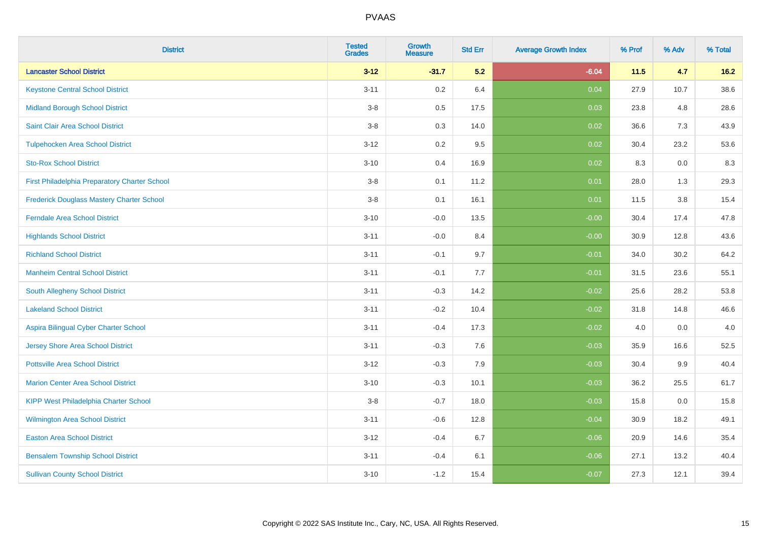| District | Tested Grades | Growth Measure | Std Err | Average Growth Index | % Prof | % Adv | % Total |
|---|---|---|---|---|---|---|---|
| **Lancaster School District** | **3-12** | **-31.7** | **5.2** | **-6.04** | **11.5** | **4.7** | **16.2** |
| Keystone Central School District | 3-11 | 0.2 | 6.4 | 0.04 | 27.9 | 10.7 | 38.6 |
| Midland Borough School District | 3-8 | 0.5 | 17.5 | 0.03 | 23.8 | 4.8 | 28.6 |
| Saint Clair Area School District | 3-8 | 0.3 | 14.0 | 0.02 | 36.6 | 7.3 | 43.9 |
| Tulpehocken Area School District | 3-12 | 0.2 | 9.5 | 0.02 | 30.4 | 23.2 | 53.6 |
| Sto-Rox School District | 3-10 | 0.4 | 16.9 | 0.02 | 8.3 | 0.0 | 8.3 |
| First Philadelphia Preparatory Charter School | 3-8 | 0.1 | 11.2 | 0.01 | 28.0 | 1.3 | 29.3 |
| Frederick Douglass Mastery Charter School | 3-8 | 0.1 | 16.1 | 0.01 | 11.5 | 3.8 | 15.4 |
| Ferndale Area School District | 3-10 | -0.0 | 13.5 | -0.00 | 30.4 | 17.4 | 47.8 |
| Highlands School District | 3-11 | -0.0 | 8.4 | -0.00 | 30.9 | 12.8 | 43.6 |
| Richland School District | 3-11 | -0.1 | 9.7 | -0.01 | 34.0 | 30.2 | 64.2 |
| Manheim Central School District | 3-11 | -0.1 | 7.7 | -0.01 | 31.5 | 23.6 | 55.1 |
| South Allegheny School District | 3-11 | -0.3 | 14.2 | -0.02 | 25.6 | 28.2 | 53.8 |
| Lakeland School District | 3-11 | -0.2 | 10.4 | -0.02 | 31.8 | 14.8 | 46.6 |
| Aspira Bilingual Cyber Charter School | 3-11 | -0.4 | 17.3 | -0.02 | 4.0 | 0.0 | 4.0 |
| Jersey Shore Area School District | 3-11 | -0.3 | 7.6 | -0.03 | 35.9 | 16.6 | 52.5 |
| Pottsville Area School District | 3-12 | -0.3 | 7.9 | -0.03 | 30.4 | 9.9 | 40.4 |
| Marion Center Area School District | 3-10 | -0.3 | 10.1 | -0.03 | 36.2 | 25.5 | 61.7 |
| KIPP West Philadelphia Charter School | 3-8 | -0.7 | 18.0 | -0.03 | 15.8 | 0.0 | 15.8 |
| Wilmington Area School District | 3-11 | -0.6 | 12.8 | -0.04 | 30.9 | 18.2 | 49.1 |
| Easton Area School District | 3-12 | -0.4 | 6.7 | -0.06 | 20.9 | 14.6 | 35.4 |
| Bensalem Township School District | 3-11 | -0.4 | 6.1 | -0.06 | 27.1 | 13.2 | 40.4 |
| Sullivan County School District | 3-10 | -1.2 | 15.4 | -0.07 | 27.3 | 12.1 | 39.4 |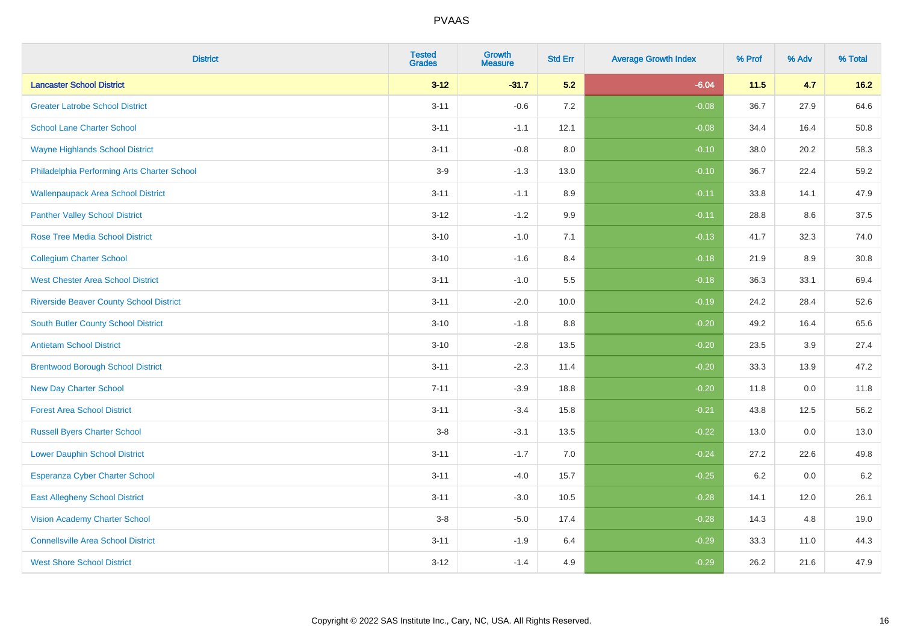# PVAAS

| District | Tested Grades | Growth Measure | Std Err | Average Growth Index | % Prof | % Adv | % Total |
|---|---|---|---|---|---|---|---|
| **Lancaster School District** | **3-12** | **-31.7** | **5.2** | **-6.04** | **11.5** | **4.7** | **16.2** |
| Greater Latrobe School District | 3-11 | -0.6 | 7.2 | -0.08 | 36.7 | 27.9 | 64.6 |
| School Lane Charter School | 3-11 | -1.1 | 12.1 | -0.08 | 34.4 | 16.4 | 50.8 |
| Wayne Highlands School District | 3-11 | -0.8 | 8.0 | -0.10 | 38.0 | 20.2 | 58.3 |
| Philadelphia Performing Arts Charter School | 3-9 | -1.3 | 13.0 | -0.10 | 36.7 | 22.4 | 59.2 |
| Wallenpaupack Area School District | 3-11 | -1.1 | 8.9 | -0.11 | 33.8 | 14.1 | 47.9 |
| Panther Valley School District | 3-12 | -1.2 | 9.9 | -0.11 | 28.8 | 8.6 | 37.5 |
| Rose Tree Media School District | 3-10 | -1.0 | 7.1 | -0.13 | 41.7 | 32.3 | 74.0 |
| Collegium Charter School | 3-10 | -1.6 | 8.4 | -0.18 | 21.9 | 8.9 | 30.8 |
| West Chester Area School District | 3-11 | -1.0 | 5.5 | -0.18 | 36.3 | 33.1 | 69.4 |
| Riverside Beaver County School District | 3-11 | -2.0 | 10.0 | -0.19 | 24.2 | 28.4 | 52.6 |
| South Butler County School District | 3-10 | -1.8 | 8.8 | -0.20 | 49.2 | 16.4 | 65.6 |
| Antietam School District | 3-10 | -2.8 | 13.5 | -0.20 | 23.5 | 3.9 | 27.4 |
| Brentwood Borough School District | 3-11 | -2.3 | 11.4 | -0.20 | 33.3 | 13.9 | 47.2 |
| New Day Charter School | 7-11 | -3.9 | 18.8 | -0.20 | 11.8 | 0.0 | 11.8 |
| Forest Area School District | 3-11 | -3.4 | 15.8 | -0.21 | 43.8 | 12.5 | 56.2 |
| Russell Byers Charter School | 3-8 | -3.1 | 13.5 | -0.22 | 13.0 | 0.0 | 13.0 |
| Lower Dauphin School District | 3-11 | -1.7 | 7.0 | -0.24 | 27.2 | 22.6 | 49.8 |
| Esperanza Cyber Charter School | 3-11 | -4.0 | 15.7 | -0.25 | 6.2 | 0.0 | 6.2 |
| East Allegheny School District | 3-11 | -3.0 | 10.5 | -0.28 | 14.1 | 12.0 | 26.1 |
| Vision Academy Charter School | 3-8 | -5.0 | 17.4 | -0.28 | 14.3 | 4.8 | 19.0 |
| Connellsville Area School District | 3-11 | -1.9 | 6.4 | -0.29 | 33.3 | 11.0 | 44.3 |
| West Shore School District | 3-12 | -1.4 | 4.9 | -0.29 | 26.2 | 21.6 | 47.9 |

Copyright © 2022 SAS Institute Inc., Cary, NC, USA. All Rights Reserved.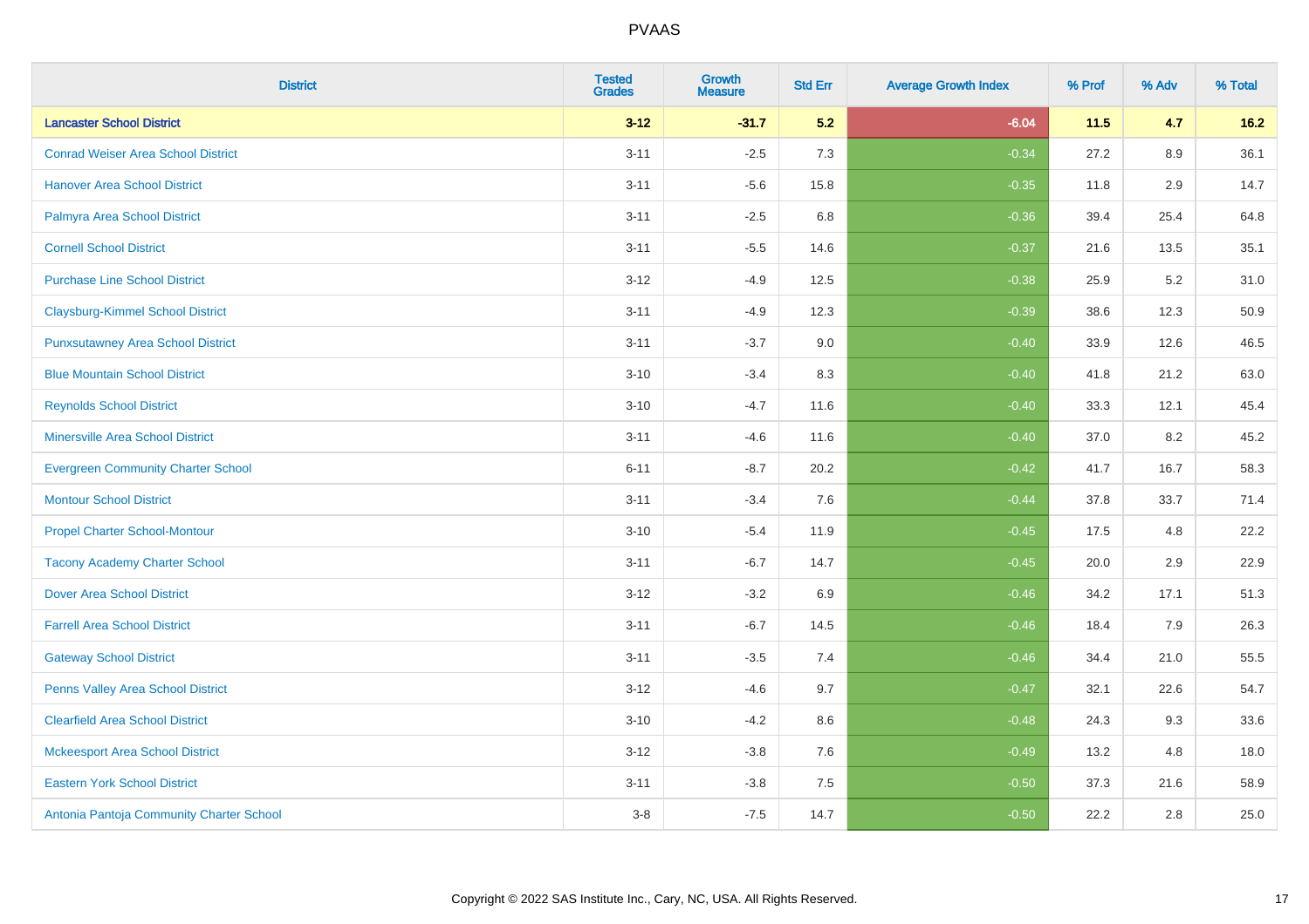| District | Tested Grades | Growth Measure | Std Err | Average Growth Index | % Prof | % Adv | % Total |
|---|---|---|---|---|---|---|---|
| **Lancaster School District** | **3-12** | **-31.7** | **5.2** | **-6.04** | **11.5** | **4.7** | **16.2** |
| Conrad Weiser Area School District | 3-11 | -2.5 | 7.3 | -0.34 | 27.2 | 8.9 | 36.1 |
| Hanover Area School District | 3-11 | -5.6 | 15.8 | -0.35 | 11.8 | 2.9 | 14.7 |
| Palmyra Area School District | 3-11 | -2.5 | 6.8 | -0.36 | 39.4 | 25.4 | 64.8 |
| Cornell School District | 3-11 | -5.5 | 14.6 | -0.37 | 21.6 | 13.5 | 35.1 |
| Purchase Line School District | 3-12 | -4.9 | 12.5 | -0.38 | 25.9 | 5.2 | 31.0 |
| Claysburg-Kimmel School District | 3-11 | -4.9 | 12.3 | -0.39 | 38.6 | 12.3 | 50.9 |
| Punxsutawney Area School District | 3-11 | -3.7 | 9.0 | -0.40 | 33.9 | 12.6 | 46.5 |
| Blue Mountain School District | 3-10 | -3.4 | 8.3 | -0.40 | 41.8 | 21.2 | 63.0 |
| Reynolds School District | 3-10 | -4.7 | 11.6 | -0.40 | 33.3 | 12.1 | 45.4 |
| Minersville Area School District | 3-11 | -4.6 | 11.6 | -0.40 | 37.0 | 8.2 | 45.2 |
| Evergreen Community Charter School | 6-11 | -8.7 | 20.2 | -0.42 | 41.7 | 16.7 | 58.3 |
| Montour School District | 3-11 | -3.4 | 7.6 | -0.44 | 37.8 | 33.7 | 71.4 |
| Propel Charter School-Montour | 3-10 | -5.4 | 11.9 | -0.45 | 17.5 | 4.8 | 22.2 |
| Tacony Academy Charter School | 3-11 | -6.7 | 14.7 | -0.45 | 20.0 | 2.9 | 22.9 |
| Dover Area School District | 3-12 | -3.2 | 6.9 | -0.46 | 34.2 | 17.1 | 51.3 |
| Farrell Area School District | 3-11 | -6.7 | 14.5 | -0.46 | 18.4 | 7.9 | 26.3 |
| Gateway School District | 3-11 | -3.5 | 7.4 | -0.46 | 34.4 | 21.0 | 55.5 |
| Penns Valley Area School District | 3-12 | -4.6 | 9.7 | -0.47 | 32.1 | 22.6 | 54.7 |
| Clearfield Area School District | 3-10 | -4.2 | 8.6 | -0.48 | 24.3 | 9.3 | 33.6 |
| Mckeesport Area School District | 3-12 | -3.8 | 7.6 | -0.49 | 13.2 | 4.8 | 18.0 |
| Eastern York School District | 3-11 | -3.8 | 7.5 | -0.50 | 37.3 | 21.6 | 58.9 |
| Antonia Pantoja Community Charter School | 3-8 | -7.5 | 14.7 | -0.50 | 22.2 | 2.8 | 25.0 |

Copyright © 2022 SAS Institute Inc., Cary, NC, USA. All Rights Reserved.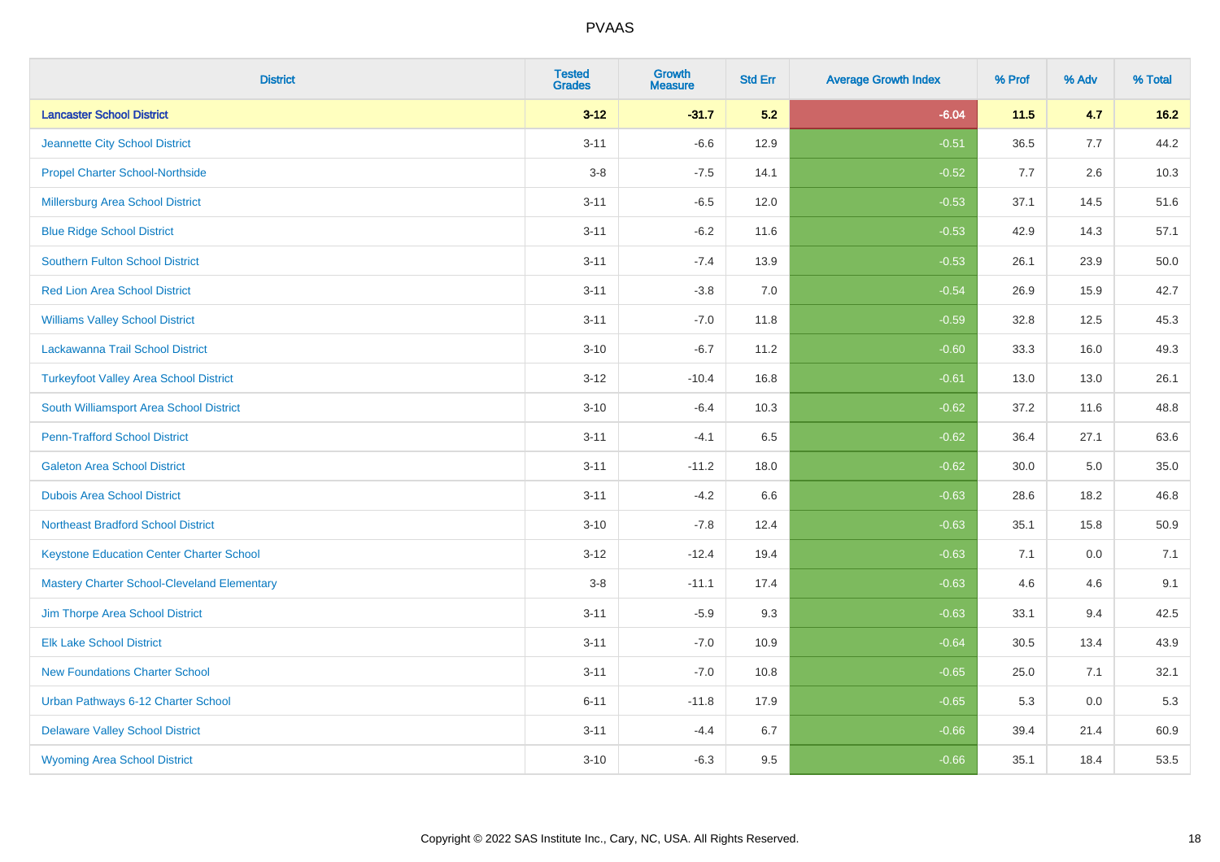| District | Tested Grades | Growth Measure | Std Err | Average Growth Index | % Prof | % Adv | % Total |
|---|---|---|---|---|---|---|---|
| **Lancaster School District** | **3-12** | **-31.7** | **5.2** | **-6.04** | **11.5** | **4.7** | **16.2** |
| Jeannette City School District | 3-11 | -6.6 | 12.9 | -0.51 | 36.5 | 7.7 | 44.2 |
| Propel Charter School-Northside | 3-8 | -7.5 | 14.1 | -0.52 | 7.7 | 2.6 | 10.3 |
| Millersburg Area School District | 3-11 | -6.5 | 12.0 | -0.53 | 37.1 | 14.5 | 51.6 |
| Blue Ridge School District | 3-11 | -6.2 | 11.6 | -0.53 | 42.9 | 14.3 | 57.1 |
| Southern Fulton School District | 3-11 | -7.4 | 13.9 | -0.53 | 26.1 | 23.9 | 50.0 |
| Red Lion Area School District | 3-11 | -3.8 | 7.0 | -0.54 | 26.9 | 15.9 | 42.7 |
| Williams Valley School District | 3-11 | -7.0 | 11.8 | -0.59 | 32.8 | 12.5 | 45.3 |
| Lackawanna Trail School District | 3-10 | -6.7 | 11.2 | -0.60 | 33.3 | 16.0 | 49.3 |
| Turkeyfoot Valley Area School District | 3-12 | -10.4 | 16.8 | -0.61 | 13.0 | 13.0 | 26.1 |
| South Williamsport Area School District | 3-10 | -6.4 | 10.3 | -0.62 | 37.2 | 11.6 | 48.8 |
| Penn-Trafford School District | 3-11 | -4.1 | 6.5 | -0.62 | 36.4 | 27.1 | 63.6 |
| Galeton Area School District | 3-11 | -11.2 | 18.0 | -0.62 | 30.0 | 5.0 | 35.0 |
| Dubois Area School District | 3-11 | -4.2 | 6.6 | -0.63 | 28.6 | 18.2 | 46.8 |
| Northeast Bradford School District | 3-10 | -7.8 | 12.4 | -0.63 | 35.1 | 15.8 | 50.9 |
| Keystone Education Center Charter School | 3-12 | -12.4 | 19.4 | -0.63 | 7.1 | 0.0 | 7.1 |
| Mastery Charter School-Cleveland Elementary | 3-8 | -11.1 | 17.4 | -0.63 | 4.6 | 4.6 | 9.1 |
| Jim Thorpe Area School District | 3-11 | -5.9 | 9.3 | -0.63 | 33.1 | 9.4 | 42.5 |
| Elk Lake School District | 3-11 | -7.0 | 10.9 | -0.64 | 30.5 | 13.4 | 43.9 |
| New Foundations Charter School | 3-11 | -7.0 | 10.8 | -0.65 | 25.0 | 7.1 | 32.1 |
| Urban Pathways 6-12 Charter School | 6-11 | -11.8 | 17.9 | -0.65 | 5.3 | 0.0 | 5.3 |
| Delaware Valley School District | 3-11 | -4.4 | 6.7 | -0.66 | 39.4 | 21.4 | 60.9 |
| Wyoming Area School District | 3-10 | -6.3 | 9.5 | -0.66 | 35.1 | 18.4 | 53.5 |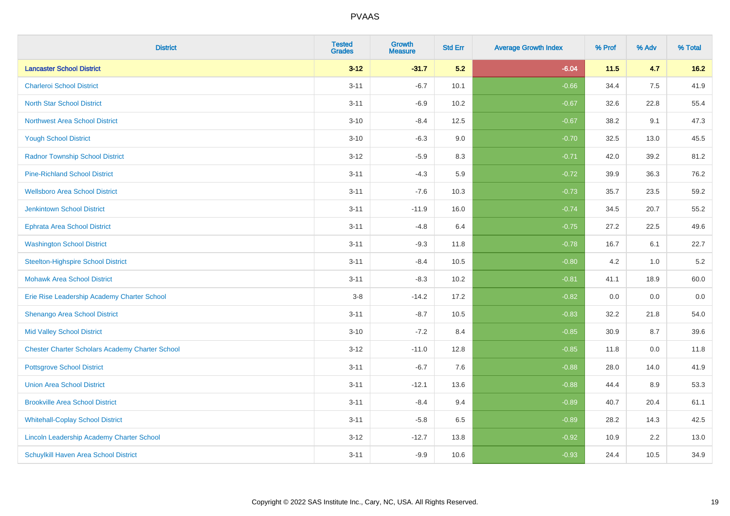PVAAS

| District | Tested Grades | Growth Measure | Std Err | Average Growth Index | % Prof | % Adv | % Total |
|---|---|---|---|---|---|---|---|
| **Lancaster School District** | **3-12** | **-31.7** | **5.2** | **-6.04** | **11.5** | **4.7** | **16.2** |
| Charleroi School District | 3-11 | -6.7 | 10.1 | -0.66 | 34.4 | 7.5 | 41.9 |
| North Star School District | 3-11 | -6.9 | 10.2 | -0.67 | 32.6 | 22.8 | 55.4 |
| Northwest Area School District | 3-10 | -8.4 | 12.5 | -0.67 | 38.2 | 9.1 | 47.3 |
| Yough School District | 3-10 | -6.3 | 9.0 | -0.70 | 32.5 | 13.0 | 45.5 |
| Radnor Township School District | 3-12 | -5.9 | 8.3 | -0.71 | 42.0 | 39.2 | 81.2 |
| Pine-Richland School District | 3-11 | -4.3 | 5.9 | -0.72 | 39.9 | 36.3 | 76.2 |
| Wellsboro Area School District | 3-11 | -7.6 | 10.3 | -0.73 | 35.7 | 23.5 | 59.2 |
| Jenkintown School District | 3-11 | -11.9 | 16.0 | -0.74 | 34.5 | 20.7 | 55.2 |
| Ephrata Area School District | 3-11 | -4.8 | 6.4 | -0.75 | 27.2 | 22.5 | 49.6 |
| Washington School District | 3-11 | -9.3 | 11.8 | -0.78 | 16.7 | 6.1 | 22.7 |
| Steelton-Highspire School District | 3-11 | -8.4 | 10.5 | -0.80 | 4.2 | 1.0 | 5.2 |
| Mohawk Area School District | 3-11 | -8.3 | 10.2 | -0.81 | 41.1 | 18.9 | 60.0 |
| Erie Rise Leadership Academy Charter School | 3-8 | -14.2 | 17.2 | -0.82 | 0.0 | 0.0 | 0.0 |
| Shenango Area School District | 3-11 | -8.7 | 10.5 | -0.83 | 32.2 | 21.8 | 54.0 |
| Mid Valley School District | 3-10 | -7.2 | 8.4 | -0.85 | 30.9 | 8.7 | 39.6 |
| Chester Charter Scholars Academy Charter School | 3-12 | -11.0 | 12.8 | -0.85 | 11.8 | 0.0 | 11.8 |
| Pottsgrove School District | 3-11 | -6.7 | 7.6 | -0.88 | 28.0 | 14.0 | 41.9 |
| Union Area School District | 3-11 | -12.1 | 13.6 | -0.88 | 44.4 | 8.9 | 53.3 |
| Brookville Area School District | 3-11 | -8.4 | 9.4 | -0.89 | 40.7 | 20.4 | 61.1 |
| Whitehall-Coplay School District | 3-11 | -5.8 | 6.5 | -0.89 | 28.2 | 14.3 | 42.5 |
| Lincoln Leadership Academy Charter School | 3-12 | -12.7 | 13.8 | -0.92 | 10.9 | 2.2 | 13.0 |
| Schuylkill Haven Area School District | 3-11 | -9.9 | 10.6 | -0.93 | 24.4 | 10.5 | 34.9 |

Copyright © 2022 SAS Institute Inc., Cary, NC, USA. All Rights Reserved.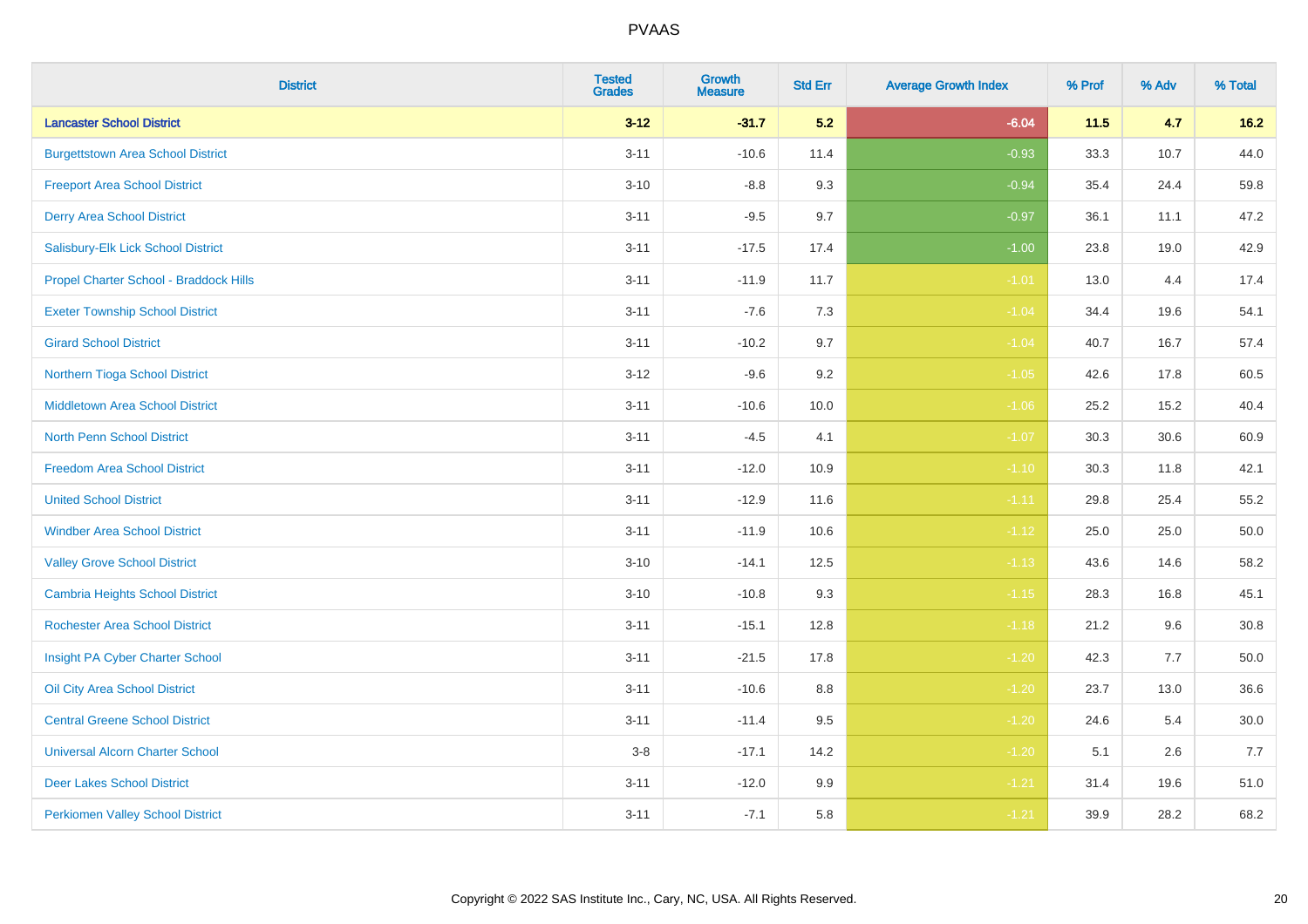| District | Tested Grades | Growth Measure | Std Err | Average Growth Index | % Prof | % Adv | % Total |
|---|---|---|---|---|---|---|---|
| **Lancaster School District** | **3-12** | **-31.7** | **5.2** | **-6.04** | **11.5** | **4.7** | **16.2** |
| Burgettstown Area School District | 3-11 | -10.6 | 11.4 | -0.93 | 33.3 | 10.7 | 44.0 |
| Freeport Area School District | 3-10 | -8.8 | 9.3 | -0.94 | 35.4 | 24.4 | 59.8 |
| Derry Area School District | 3-11 | -9.5 | 9.7 | -0.97 | 36.1 | 11.1 | 47.2 |
| Salisbury-Elk Lick School District | 3-11 | -17.5 | 17.4 | -1.00 | 23.8 | 19.0 | 42.9 |
| Propel Charter School - Braddock Hills | 3-11 | -11.9 | 11.7 | -1.01 | 13.0 | 4.4 | 17.4 |
| Exeter Township School District | 3-11 | -7.6 | 7.3 | -1.04 | 34.4 | 19.6 | 54.1 |
| Girard School District | 3-11 | -10.2 | 9.7 | -1.04 | 40.7 | 16.7 | 57.4 |
| Northern Tioga School District | 3-12 | -9.6 | 9.2 | -1.05 | 42.6 | 17.8 | 60.5 |
| Middletown Area School District | 3-11 | -10.6 | 10.0 | -1.06 | 25.2 | 15.2 | 40.4 |
| North Penn School District | 3-11 | -4.5 | 4.1 | -1.07 | 30.3 | 30.6 | 60.9 |
| Freedom Area School District | 3-11 | -12.0 | 10.9 | -1.10 | 30.3 | 11.8 | 42.1 |
| United School District | 3-11 | -12.9 | 11.6 | -1.11 | 29.8 | 25.4 | 55.2 |
| Windber Area School District | 3-11 | -11.9 | 10.6 | -1.12 | 25.0 | 25.0 | 50.0 |
| Valley Grove School District | 3-10 | -14.1 | 12.5 | -1.13 | 43.6 | 14.6 | 58.2 |
| Cambria Heights School District | 3-10 | -10.8 | 9.3 | -1.15 | 28.3 | 16.8 | 45.1 |
| Rochester Area School District | 3-11 | -15.1 | 12.8 | -1.18 | 21.2 | 9.6 | 30.8 |
| Insight PA Cyber Charter School | 3-11 | -21.5 | 17.8 | -1.20 | 42.3 | 7.7 | 50.0 |
| Oil City Area School District | 3-11 | -10.6 | 8.8 | -1.20 | 23.7 | 13.0 | 36.6 |
| Central Greene School District | 3-11 | -11.4 | 9.5 | -1.20 | 24.6 | 5.4 | 30.0 |
| Universal Alcorn Charter School | 3-8 | -17.1 | 14.2 | -1.20 | 5.1 | 2.6 | 7.7 |
| Deer Lakes School District | 3-11 | -12.0 | 9.9 | -1.21 | 31.4 | 19.6 | 51.0 |
| Perkiomen Valley School District | 3-11 | -7.1 | 5.8 | -1.21 | 39.9 | 28.2 | 68.2 |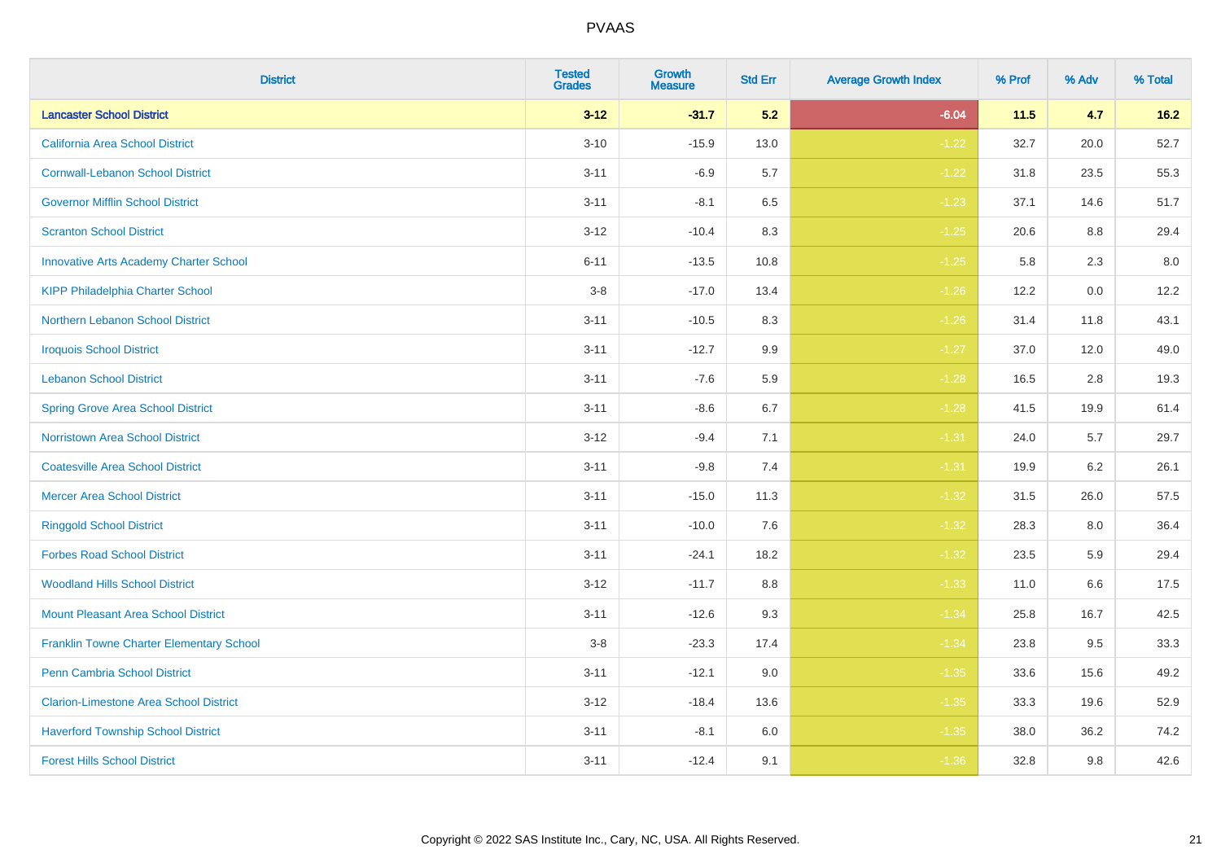# PVAAS

| District | Tested Grades | Growth Measure | Std Err | Average Growth Index | % Prof | % Adv | % Total |
|---|---|---|---|---|---|---|---|
| **Lancaster School District** | **3-12** | **-31.7** | **5.2** | **-6.04** | **11.5** | **4.7** | **16.2** |
| California Area School District | 3-10 | -15.9 | 13.0 | -1.22 | 32.7 | 20.0 | 52.7 |
| Cornwall-Lebanon School District | 3-11 | -6.9 | 5.7 | -1.22 | 31.8 | 23.5 | 55.3 |
| Governor Mifflin School District | 3-11 | -8.1 | 6.5 | -1.23 | 37.1 | 14.6 | 51.7 |
| Scranton School District | 3-12 | -10.4 | 8.3 | -1.25 | 20.6 | 8.8 | 29.4 |
| Innovative Arts Academy Charter School | 6-11 | -13.5 | 10.8 | -1.25 | 5.8 | 2.3 | 8.0 |
| KIPP Philadelphia Charter School | 3-8 | -17.0 | 13.4 | -1.26 | 12.2 | 0.0 | 12.2 |
| Northern Lebanon School District | 3-11 | -10.5 | 8.3 | -1.26 | 31.4 | 11.8 | 43.1 |
| Iroquois School District | 3-11 | -12.7 | 9.9 | -1.27 | 37.0 | 12.0 | 49.0 |
| Lebanon School District | 3-11 | -7.6 | 5.9 | -1.28 | 16.5 | 2.8 | 19.3 |
| Spring Grove Area School District | 3-11 | -8.6 | 6.7 | -1.28 | 41.5 | 19.9 | 61.4 |
| Norristown Area School District | 3-12 | -9.4 | 7.1 | -1.31 | 24.0 | 5.7 | 29.7 |
| Coatesville Area School District | 3-11 | -9.8 | 7.4 | -1.31 | 19.9 | 6.2 | 26.1 |
| Mercer Area School District | 3-11 | -15.0 | 11.3 | -1.32 | 31.5 | 26.0 | 57.5 |
| Ringgold School District | 3-11 | -10.0 | 7.6 | -1.32 | 28.3 | 8.0 | 36.4 |
| Forbes Road School District | 3-11 | -24.1 | 18.2 | -1.32 | 23.5 | 5.9 | 29.4 |
| Woodland Hills School District | 3-12 | -11.7 | 8.8 | -1.33 | 11.0 | 6.6 | 17.5 |
| Mount Pleasant Area School District | 3-11 | -12.6 | 9.3 | -1.34 | 25.8 | 16.7 | 42.5 |
| Franklin Towne Charter Elementary School | 3-8 | -23.3 | 17.4 | -1.34 | 23.8 | 9.5 | 33.3 |
| Penn Cambria School District | 3-11 | -12.1 | 9.0 | -1.35 | 33.6 | 15.6 | 49.2 |
| Clarion-Limestone Area School District | 3-12 | -18.4 | 13.6 | -1.35 | 33.3 | 19.6 | 52.9 |
| Haverford Township School District | 3-11 | -8.1 | 6.0 | -1.35 | 38.0 | 36.2 | 74.2 |
| Forest Hills School District | 3-11 | -12.4 | 9.1 | -1.36 | 32.8 | 9.8 | 42.6 |

Copyright © 2022 SAS Institute Inc., Cary, NC, USA. All Rights Reserved.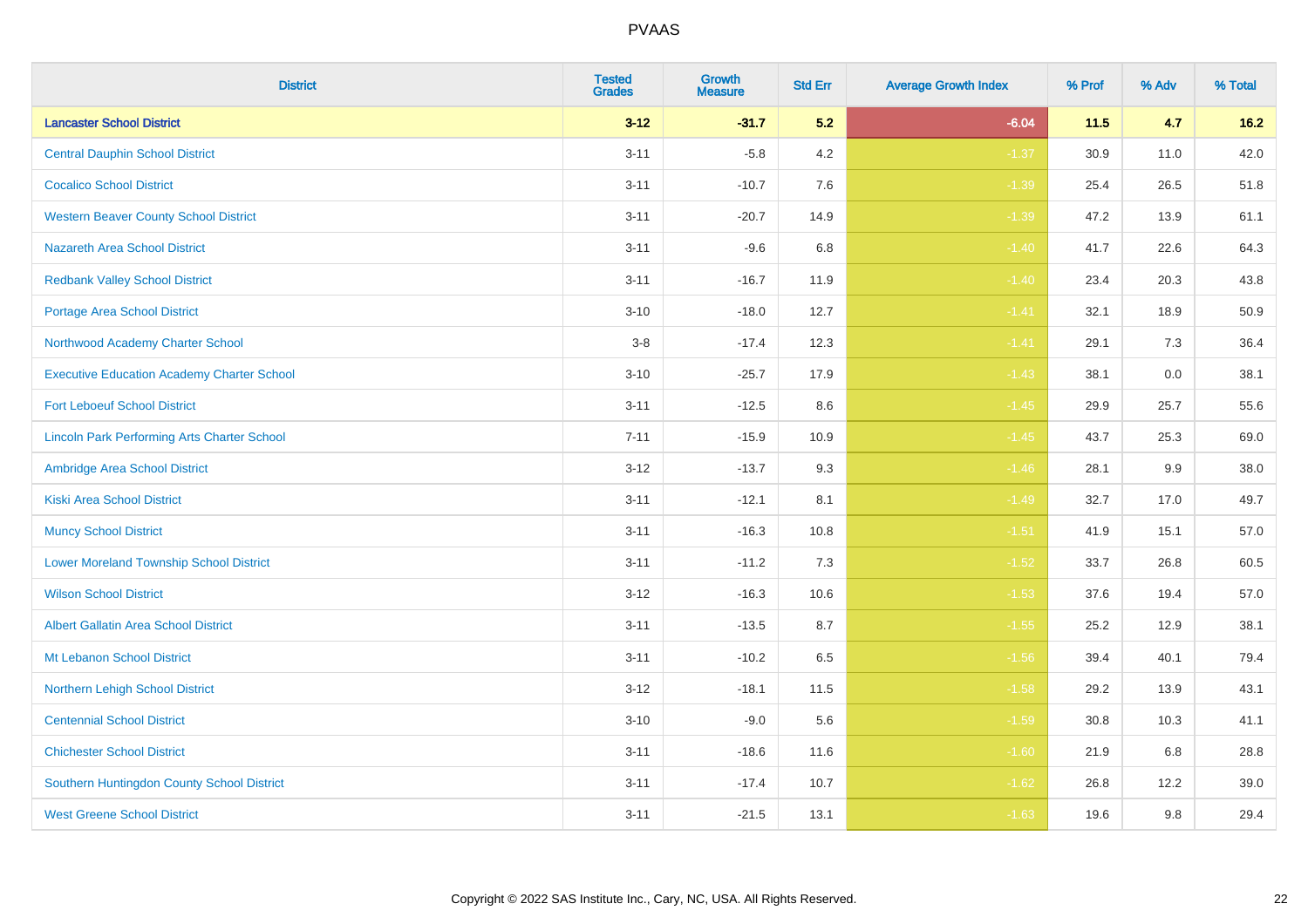# PVAAS

| District | Tested Grades | Growth Measure | Std Err | Average Growth Index | % Prof | % Adv | % Total |
|---|---|---|---|---|---|---|---|
| **Lancaster School District** | **3-12** | **-31.7** | **5.2** | **-6.04** | **11.5** | **4.7** | **16.2** |
| Central Dauphin School District | 3-11 | -5.8 | 4.2 | -1.37 | 30.9 | 11.0 | 42.0 |
| Cocalico School District | 3-11 | -10.7 | 7.6 | -1.39 | 25.4 | 26.5 | 51.8 |
| Western Beaver County School District | 3-11 | -20.7 | 14.9 | -1.39 | 47.2 | 13.9 | 61.1 |
| Nazareth Area School District | 3-11 | -9.6 | 6.8 | -1.40 | 41.7 | 22.6 | 64.3 |
| Redbank Valley School District | 3-11 | -16.7 | 11.9 | -1.40 | 23.4 | 20.3 | 43.8 |
| Portage Area School District | 3-10 | -18.0 | 12.7 | -1.41 | 32.1 | 18.9 | 50.9 |
| Northwood Academy Charter School | 3-8 | -17.4 | 12.3 | -1.41 | 29.1 | 7.3 | 36.4 |
| Executive Education Academy Charter School | 3-10 | -25.7 | 17.9 | -1.43 | 38.1 | 0.0 | 38.1 |
| Fort Leboeuf School District | 3-11 | -12.5 | 8.6 | -1.45 | 29.9 | 25.7 | 55.6 |
| Lincoln Park Performing Arts Charter School | 7-11 | -15.9 | 10.9 | -1.45 | 43.7 | 25.3 | 69.0 |
| Ambridge Area School District | 3-12 | -13.7 | 9.3 | -1.46 | 28.1 | 9.9 | 38.0 |
| Kiski Area School District | 3-11 | -12.1 | 8.1 | -1.49 | 32.7 | 17.0 | 49.7 |
| Muncy School District | 3-11 | -16.3 | 10.8 | -1.51 | 41.9 | 15.1 | 57.0 |
| Lower Moreland Township School District | 3-11 | -11.2 | 7.3 | -1.52 | 33.7 | 26.8 | 60.5 |
| Wilson School District | 3-12 | -16.3 | 10.6 | -1.53 | 37.6 | 19.4 | 57.0 |
| Albert Gallatin Area School District | 3-11 | -13.5 | 8.7 | -1.55 | 25.2 | 12.9 | 38.1 |
| Mt Lebanon School District | 3-11 | -10.2 | 6.5 | -1.56 | 39.4 | 40.1 | 79.4 |
| Northern Lehigh School District | 3-12 | -18.1 | 11.5 | -1.58 | 29.2 | 13.9 | 43.1 |
| Centennial School District | 3-10 | -9.0 | 5.6 | -1.59 | 30.8 | 10.3 | 41.1 |
| Chichester School District | 3-11 | -18.6 | 11.6 | -1.60 | 21.9 | 6.8 | 28.8 |
| Southern Huntingdon County School District | 3-11 | -17.4 | 10.7 | -1.62 | 26.8 | 12.2 | 39.0 |
| West Greene School District | 3-11 | -21.5 | 13.1 | -1.63 | 19.6 | 9.8 | 29.4 |

Copyright © 2022 SAS Institute Inc., Cary, NC, USA. All Rights Reserved.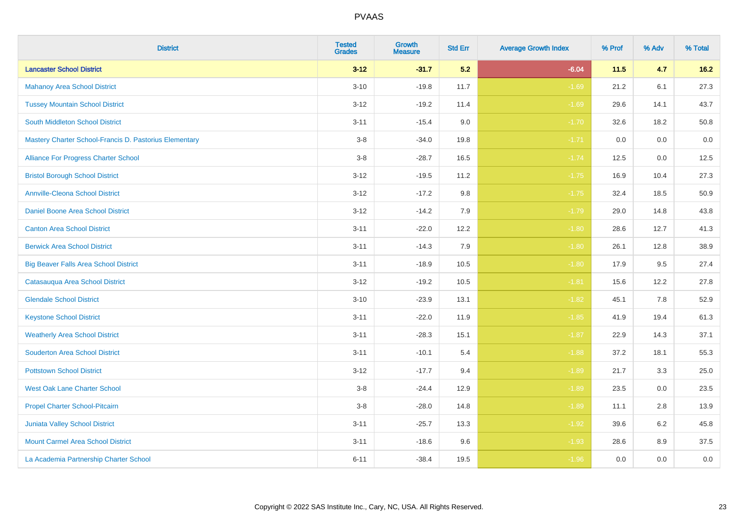# PVAAS

| District | Tested Grades | Growth Measure | Std Err | Average Growth Index | % Prof | % Adv | % Total |
|---|---|---|---|---|---|---|---|
| **Lancaster School District** | **3-12** | **-31.7** | **5.2** | **-6.04** | **11.5** | **4.7** | **16.2** |
| Mahanoy Area School District | 3-10 | -19.8 | 11.7 | -1.69 | 21.2 | 6.1 | 27.3 |
| Tussey Mountain School District | 3-12 | -19.2 | 11.4 | -1.69 | 29.6 | 14.1 | 43.7 |
| South Middleton School District | 3-11 | -15.4 | 9.0 | -1.70 | 32.6 | 18.2 | 50.8 |
| Mastery Charter School-Francis D. Pastorius Elementary | 3-8 | -34.0 | 19.8 | -1.71 | 0.0 | 0.0 | 0.0 |
| Alliance For Progress Charter School | 3-8 | -28.7 | 16.5 | -1.74 | 12.5 | 0.0 | 12.5 |
| Bristol Borough School District | 3-12 | -19.5 | 11.2 | -1.75 | 16.9 | 10.4 | 27.3 |
| Annville-Cleona School District | 3-12 | -17.2 | 9.8 | -1.75 | 32.4 | 18.5 | 50.9 |
| Daniel Boone Area School District | 3-12 | -14.2 | 7.9 | -1.79 | 29.0 | 14.8 | 43.8 |
| Canton Area School District | 3-11 | -22.0 | 12.2 | -1.80 | 28.6 | 12.7 | 41.3 |
| Berwick Area School District | 3-11 | -14.3 | 7.9 | -1.80 | 26.1 | 12.8 | 38.9 |
| Big Beaver Falls Area School District | 3-11 | -18.9 | 10.5 | -1.80 | 17.9 | 9.5 | 27.4 |
| Catasauqua Area School District | 3-12 | -19.2 | 10.5 | -1.81 | 15.6 | 12.2 | 27.8 |
| Glendale School District | 3-10 | -23.9 | 13.1 | -1.82 | 45.1 | 7.8 | 52.9 |
| Keystone School District | 3-11 | -22.0 | 11.9 | -1.85 | 41.9 | 19.4 | 61.3 |
| Weatherly Area School District | 3-11 | -28.3 | 15.1 | -1.87 | 22.9 | 14.3 | 37.1 |
| Souderton Area School District | 3-11 | -10.1 | 5.4 | -1.88 | 37.2 | 18.1 | 55.3 |
| Pottstown School District | 3-12 | -17.7 | 9.4 | -1.89 | 21.7 | 3.3 | 25.0 |
| West Oak Lane Charter School | 3-8 | -24.4 | 12.9 | -1.89 | 23.5 | 0.0 | 23.5 |
| Propel Charter School-Pitcairn | 3-8 | -28.0 | 14.8 | -1.89 | 11.1 | 2.8 | 13.9 |
| Juniata Valley School District | 3-11 | -25.7 | 13.3 | -1.92 | 39.6 | 6.2 | 45.8 |
| Mount Carmel Area School District | 3-11 | -18.6 | 9.6 | -1.93 | 28.6 | 8.9 | 37.5 |
| La Academia Partnership Charter School | 6-11 | -38.4 | 19.5 | -1.96 | 0.0 | 0.0 | 0.0 |

Copyright © 2022 SAS Institute Inc., Cary, NC, USA. All Rights Reserved.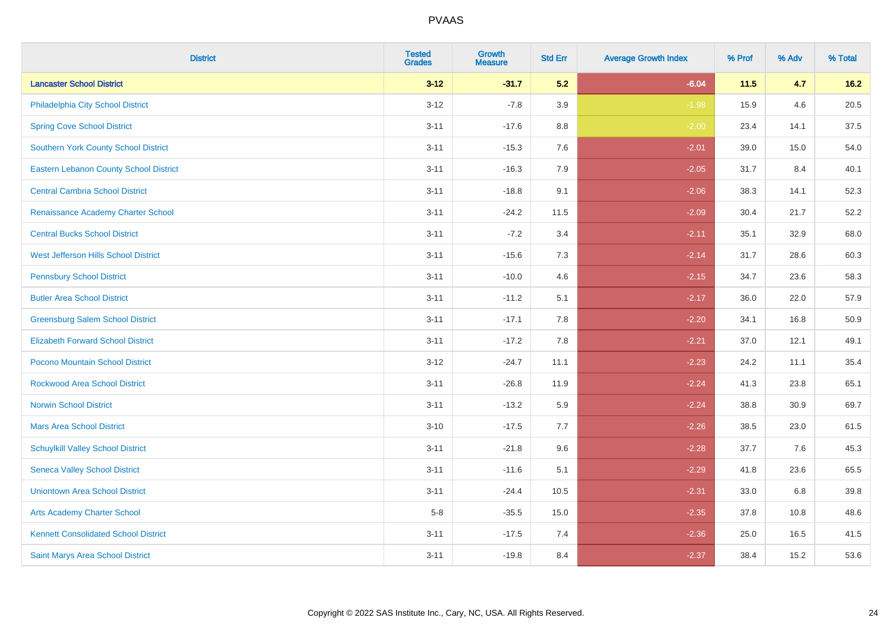# PVAAS

| District | Tested Grades | Growth Measure | Std Err | Average Growth Index | % Prof | % Adv | % Total |
|---|---|---|---|---|---|---|---|
| **Lancaster School District** | **3-12** | **-31.7** | **5.2** | **-6.04** | **11.5** | **4.7** | **16.2** |
| Philadelphia City School District | 3-12 | -7.8 | 3.9 | -1.98 | 15.9 | 4.6 | 20.5 |
| Spring Cove School District | 3-11 | -17.6 | 8.8 | -2.00 | 23.4 | 14.1 | 37.5 |
| Southern York County School District | 3-11 | -15.3 | 7.6 | -2.01 | 39.0 | 15.0 | 54.0 |
| Eastern Lebanon County School District | 3-11 | -16.3 | 7.9 | -2.05 | 31.7 | 8.4 | 40.1 |
| Central Cambria School District | 3-11 | -18.8 | 9.1 | -2.06 | 38.3 | 14.1 | 52.3 |
| Renaissance Academy Charter School | 3-11 | -24.2 | 11.5 | -2.09 | 30.4 | 21.7 | 52.2 |
| Central Bucks School District | 3-11 | -7.2 | 3.4 | -2.11 | 35.1 | 32.9 | 68.0 |
| West Jefferson Hills School District | 3-11 | -15.6 | 7.3 | -2.14 | 31.7 | 28.6 | 60.3 |
| Pennsbury School District | 3-11 | -10.0 | 4.6 | -2.15 | 34.7 | 23.6 | 58.3 |
| Butler Area School District | 3-11 | -11.2 | 5.1 | -2.17 | 36.0 | 22.0 | 57.9 |
| Greensburg Salem School District | 3-11 | -17.1 | 7.8 | -2.20 | 34.1 | 16.8 | 50.9 |
| Elizabeth Forward School District | 3-11 | -17.2 | 7.8 | -2.21 | 37.0 | 12.1 | 49.1 |
| Pocono Mountain School District | 3-12 | -24.7 | 11.1 | -2.23 | 24.2 | 11.1 | 35.4 |
| Rockwood Area School District | 3-11 | -26.8 | 11.9 | -2.24 | 41.3 | 23.8 | 65.1 |
| Norwin School District | 3-11 | -13.2 | 5.9 | -2.24 | 38.8 | 30.9 | 69.7 |
| Mars Area School District | 3-10 | -17.5 | 7.7 | -2.26 | 38.5 | 23.0 | 61.5 |
| Schuylkill Valley School District | 3-11 | -21.8 | 9.6 | -2.28 | 37.7 | 7.6 | 45.3 |
| Seneca Valley School District | 3-11 | -11.6 | 5.1 | -2.29 | 41.8 | 23.6 | 65.5 |
| Uniontown Area School District | 3-11 | -24.4 | 10.5 | -2.31 | 33.0 | 6.8 | 39.8 |
| Arts Academy Charter School | 5-8 | -35.5 | 15.0 | -2.35 | 37.8 | 10.8 | 48.6 |
| Kennett Consolidated School District | 3-11 | -17.5 | 7.4 | -2.36 | 25.0 | 16.5 | 41.5 |
| Saint Marys Area School District | 3-11 | -19.8 | 8.4 | -2.37 | 38.4 | 15.2 | 53.6 |

Copyright © 2022 SAS Institute Inc., Cary, NC, USA. All Rights Reserved.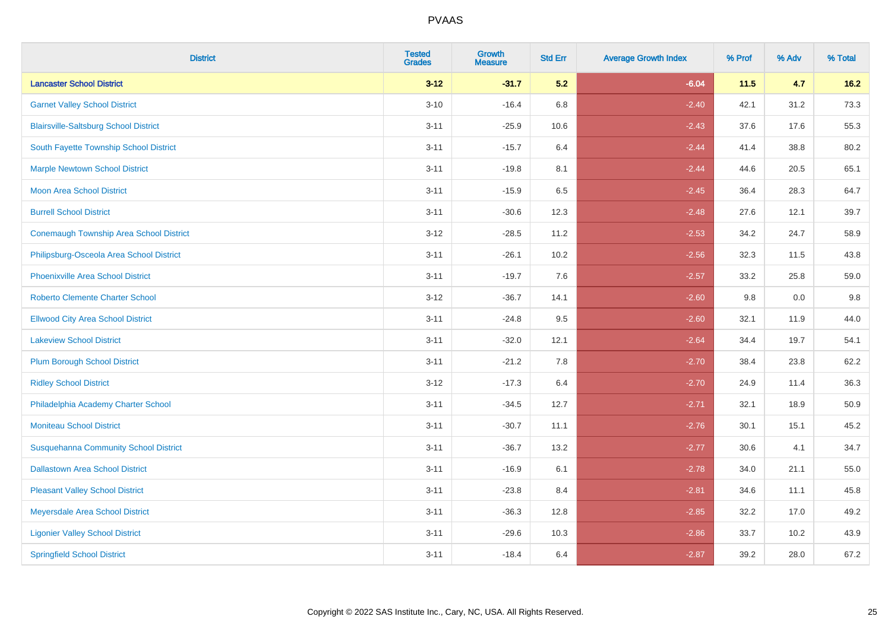| District | Tested Grades | Growth Measure | Std Err | Average Growth Index | % Prof | % Adv | % Total |
|---|---|---|---|---|---|---|---|
| **Lancaster School District** | **3-12** | **-31.7** | **5.2** | **-6.04** | **11.5** | **4.7** | **16.2** |
| Garnet Valley School District | 3-10 | -16.4 | 6.8 | -2.40 | 42.1 | 31.2 | 73.3 |
| Blairsville-Saltsburg School District | 3-11 | -25.9 | 10.6 | -2.43 | 37.6 | 17.6 | 55.3 |
| South Fayette Township School District | 3-11 | -15.7 | 6.4 | -2.44 | 41.4 | 38.8 | 80.2 |
| Marple Newtown School District | 3-11 | -19.8 | 8.1 | -2.44 | 44.6 | 20.5 | 65.1 |
| Moon Area School District | 3-11 | -15.9 | 6.5 | -2.45 | 36.4 | 28.3 | 64.7 |
| Burrell School District | 3-11 | -30.6 | 12.3 | -2.48 | 27.6 | 12.1 | 39.7 |
| Conemaugh Township Area School District | 3-12 | -28.5 | 11.2 | -2.53 | 34.2 | 24.7 | 58.9 |
| Philipsburg-Osceola Area School District | 3-11 | -26.1 | 10.2 | -2.56 | 32.3 | 11.5 | 43.8 |
| Phoenixville Area School District | 3-11 | -19.7 | 7.6 | -2.57 | 33.2 | 25.8 | 59.0 |
| Roberto Clemente Charter School | 3-12 | -36.7 | 14.1 | -2.60 | 9.8 | 0.0 | 9.8 |
| Ellwood City Area School District | 3-11 | -24.8 | 9.5 | -2.60 | 32.1 | 11.9 | 44.0 |
| Lakeview School District | 3-11 | -32.0 | 12.1 | -2.64 | 34.4 | 19.7 | 54.1 |
| Plum Borough School District | 3-11 | -21.2 | 7.8 | -2.70 | 38.4 | 23.8 | 62.2 |
| Ridley School District | 3-12 | -17.3 | 6.4 | -2.70 | 24.9 | 11.4 | 36.3 |
| Philadelphia Academy Charter School | 3-11 | -34.5 | 12.7 | -2.71 | 32.1 | 18.9 | 50.9 |
| Moniteau School District | 3-11 | -30.7 | 11.1 | -2.76 | 30.1 | 15.1 | 45.2 |
| Susquehanna Community School District | 3-11 | -36.7 | 13.2 | -2.77 | 30.6 | 4.1 | 34.7 |
| Dallastown Area School District | 3-11 | -16.9 | 6.1 | -2.78 | 34.0 | 21.1 | 55.0 |
| Pleasant Valley School District | 3-11 | -23.8 | 8.4 | -2.81 | 34.6 | 11.1 | 45.8 |
| Meyersdale Area School District | 3-11 | -36.3 | 12.8 | -2.85 | 32.2 | 17.0 | 49.2 |
| Ligonier Valley School District | 3-11 | -29.6 | 10.3 | -2.86 | 33.7 | 10.2 | 43.9 |
| Springfield School District | 3-11 | -18.4 | 6.4 | -2.87 | 39.2 | 28.0 | 67.2 |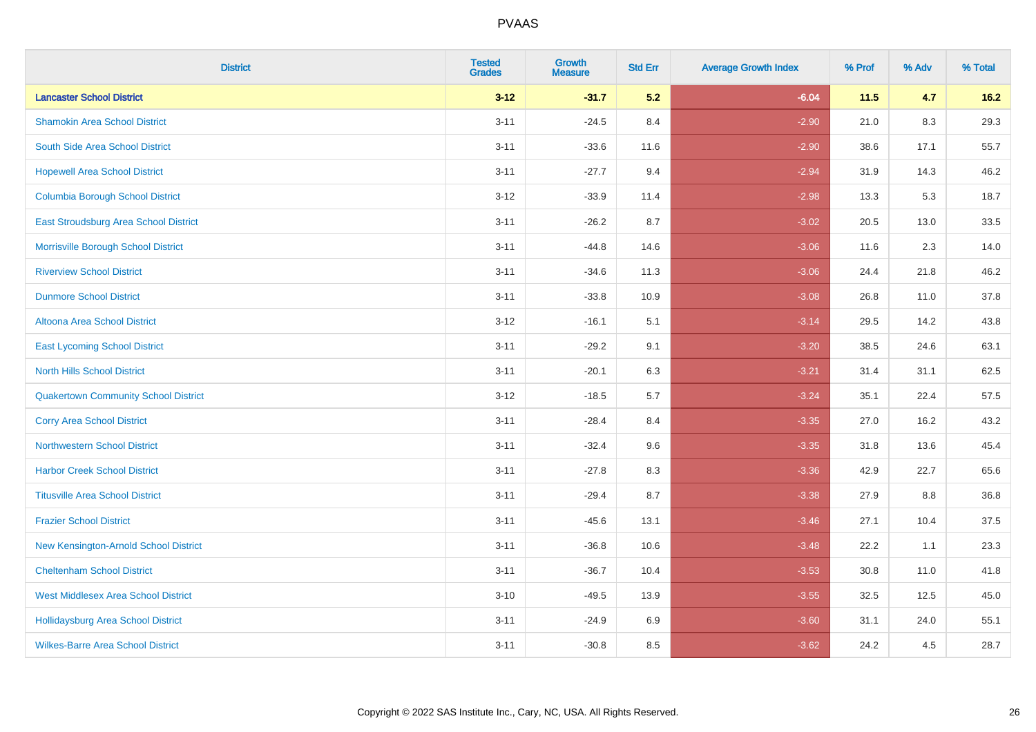| District | Tested Grades | Growth Measure | Std Err | Average Growth Index | % Prof | % Adv | % Total |
|---|---|---|---|---|---|---|---|
| **Lancaster School District** | **3-12** | **-31.7** | **5.2** | **-6.04** | **11.5** | **4.7** | **16.2** |
| Shamokin Area School District | 3-11 | -24.5 | 8.4 | -2.90 | 21.0 | 8.3 | 29.3 |
| South Side Area School District | 3-11 | -33.6 | 11.6 | -2.90 | 38.6 | 17.1 | 55.7 |
| Hopewell Area School District | 3-11 | -27.7 | 9.4 | -2.94 | 31.9 | 14.3 | 46.2 |
| Columbia Borough School District | 3-12 | -33.9 | 11.4 | -2.98 | 13.3 | 5.3 | 18.7 |
| East Stroudsburg Area School District | 3-11 | -26.2 | 8.7 | -3.02 | 20.5 | 13.0 | 33.5 |
| Morrisville Borough School District | 3-11 | -44.8 | 14.6 | -3.06 | 11.6 | 2.3 | 14.0 |
| Riverview School District | 3-11 | -34.6 | 11.3 | -3.06 | 24.4 | 21.8 | 46.2 |
| Dunmore School District | 3-11 | -33.8 | 10.9 | -3.08 | 26.8 | 11.0 | 37.8 |
| Altoona Area School District | 3-12 | -16.1 | 5.1 | -3.14 | 29.5 | 14.2 | 43.8 |
| East Lycoming School District | 3-11 | -29.2 | 9.1 | -3.20 | 38.5 | 24.6 | 63.1 |
| North Hills School District | 3-11 | -20.1 | 6.3 | -3.21 | 31.4 | 31.1 | 62.5 |
| Quakertown Community School District | 3-12 | -18.5 | 5.7 | -3.24 | 35.1 | 22.4 | 57.5 |
| Corry Area School District | 3-11 | -28.4 | 8.4 | -3.35 | 27.0 | 16.2 | 43.2 |
| Northwestern School District | 3-11 | -32.4 | 9.6 | -3.35 | 31.8 | 13.6 | 45.4 |
| Harbor Creek School District | 3-11 | -27.8 | 8.3 | -3.36 | 42.9 | 22.7 | 65.6 |
| Titusville Area School District | 3-11 | -29.4 | 8.7 | -3.38 | 27.9 | 8.8 | 36.8 |
| Frazier School District | 3-11 | -45.6 | 13.1 | -3.46 | 27.1 | 10.4 | 37.5 |
| New Kensington-Arnold School District | 3-11 | -36.8 | 10.6 | -3.48 | 22.2 | 1.1 | 23.3 |
| Cheltenham School District | 3-11 | -36.7 | 10.4 | -3.53 | 30.8 | 11.0 | 41.8 |
| West Middlesex Area School District | 3-10 | -49.5 | 13.9 | -3.55 | 32.5 | 12.5 | 45.0 |
| Hollidaysburg Area School District | 3-11 | -24.9 | 6.9 | -3.60 | 31.1 | 24.0 | 55.1 |
| Wilkes-Barre Area School District | 3-11 | -30.8 | 8.5 | -3.62 | 24.2 | 4.5 | 28.7 |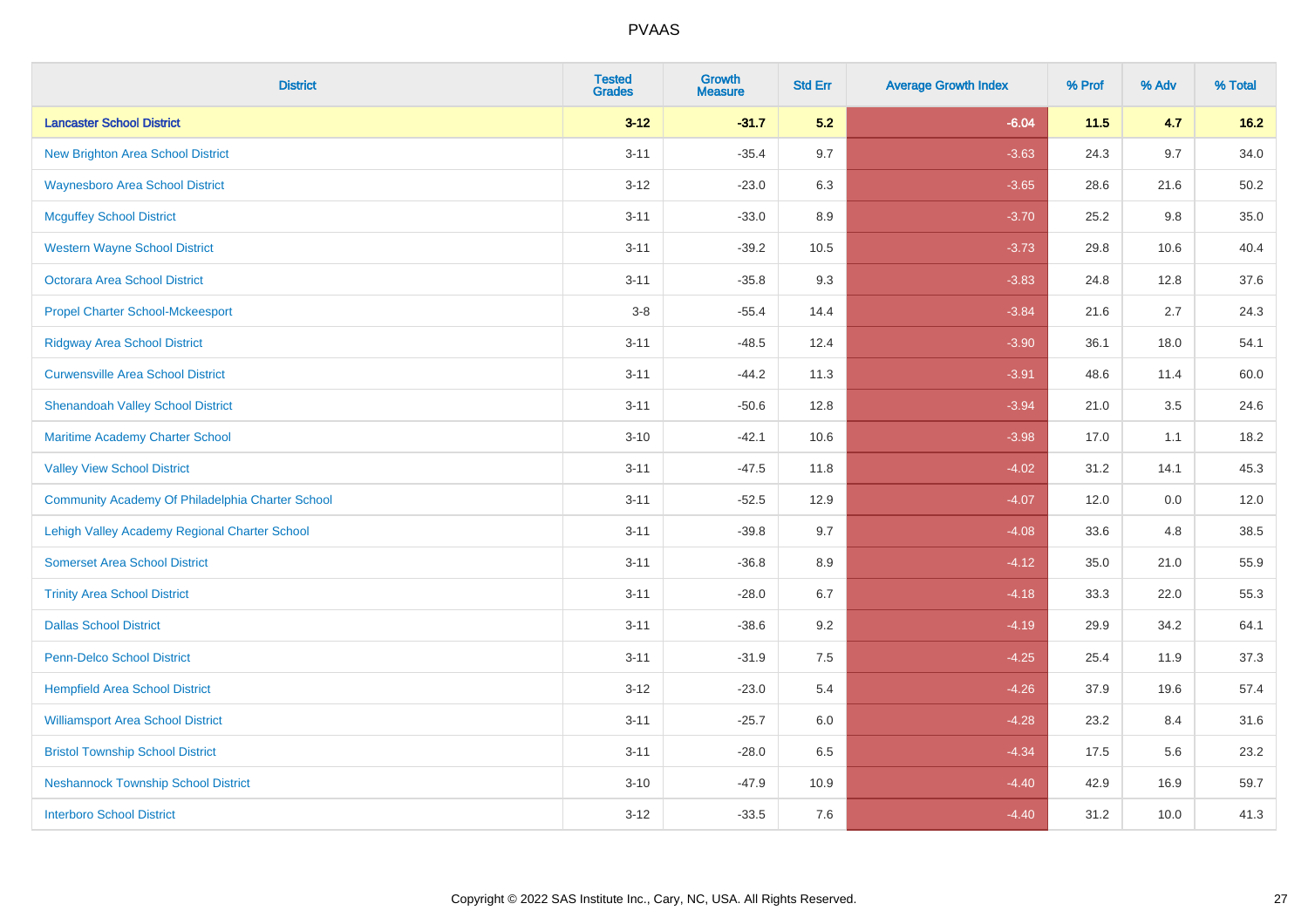# PVAAS

| District | Tested Grades | Growth Measure | Std Err | Average Growth Index | % Prof | % Adv | % Total |
|---|---|---|---|---|---|---|---|
| **Lancaster School District** | **3-12** | **-31.7** | **5.2** | **-6.04** | **11.5** | **4.7** | **16.2** |
| New Brighton Area School District | 3-11 | -35.4 | 9.7 | -3.63 | 24.3 | 9.7 | 34.0 |
| Waynesboro Area School District | 3-12 | -23.0 | 6.3 | -3.65 | 28.6 | 21.6 | 50.2 |
| Mcguffey School District | 3-11 | -33.0 | 8.9 | -3.70 | 25.2 | 9.8 | 35.0 |
| Western Wayne School District | 3-11 | -39.2 | 10.5 | -3.73 | 29.8 | 10.6 | 40.4 |
| Octorara Area School District | 3-11 | -35.8 | 9.3 | -3.83 | 24.8 | 12.8 | 37.6 |
| Propel Charter School-Mckeesport | 3-8 | -55.4 | 14.4 | -3.84 | 21.6 | 2.7 | 24.3 |
| Ridgway Area School District | 3-11 | -48.5 | 12.4 | -3.90 | 36.1 | 18.0 | 54.1 |
| Curwensville Area School District | 3-11 | -44.2 | 11.3 | -3.91 | 48.6 | 11.4 | 60.0 |
| Shenandoah Valley School District | 3-11 | -50.6 | 12.8 | -3.94 | 21.0 | 3.5 | 24.6 |
| Maritime Academy Charter School | 3-10 | -42.1 | 10.6 | -3.98 | 17.0 | 1.1 | 18.2 |
| Valley View School District | 3-11 | -47.5 | 11.8 | -4.02 | 31.2 | 14.1 | 45.3 |
| Community Academy Of Philadelphia Charter School | 3-11 | -52.5 | 12.9 | -4.07 | 12.0 | 0.0 | 12.0 |
| Lehigh Valley Academy Regional Charter School | 3-11 | -39.8 | 9.7 | -4.08 | 33.6 | 4.8 | 38.5 |
| Somerset Area School District | 3-11 | -36.8 | 8.9 | -4.12 | 35.0 | 21.0 | 55.9 |
| Trinity Area School District | 3-11 | -28.0 | 6.7 | -4.18 | 33.3 | 22.0 | 55.3 |
| Dallas School District | 3-11 | -38.6 | 9.2 | -4.19 | 29.9 | 34.2 | 64.1 |
| Penn-Delco School District | 3-11 | -31.9 | 7.5 | -4.25 | 25.4 | 11.9 | 37.3 |
| Hempfield Area School District | 3-12 | -23.0 | 5.4 | -4.26 | 37.9 | 19.6 | 57.4 |
| Williamsport Area School District | 3-11 | -25.7 | 6.0 | -4.28 | 23.2 | 8.4 | 31.6 |
| Bristol Township School District | 3-11 | -28.0 | 6.5 | -4.34 | 17.5 | 5.6 | 23.2 |
| Neshannock Township School District | 3-10 | -47.9 | 10.9 | -4.40 | 42.9 | 16.9 | 59.7 |
| Interboro School District | 3-12 | -33.5 | 7.6 | -4.40 | 31.2 | 10.0 | 41.3 |

Copyright © 2022 SAS Institute Inc., Cary, NC, USA. All Rights Reserved.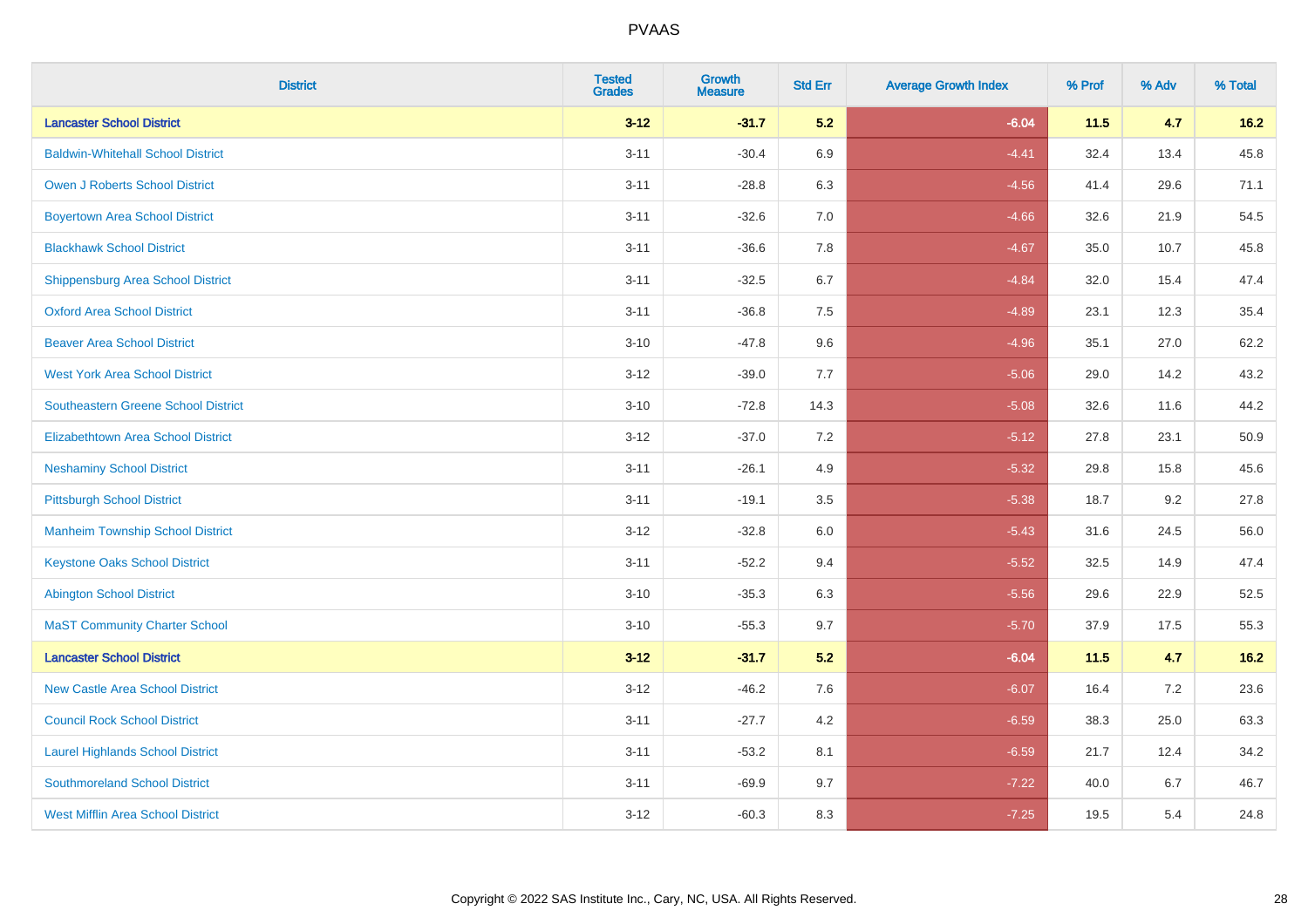| District | Tested Grades | Growth Measure | Std Err | Average Growth Index | % Prof | % Adv | % Total |
|---|---|---|---|---|---|---|---|
| **Lancaster School District** | **3-12** | **-31.7** | **5.2** | **-6.04** | **11.5** | **4.7** | **16.2** |
| Baldwin-Whitehall School District | 3-11 | -30.4 | 6.9 | -4.41 | 32.4 | 13.4 | 45.8 |
| Owen J Roberts School District | 3-11 | -28.8 | 6.3 | -4.56 | 41.4 | 29.6 | 71.1 |
| Boyertown Area School District | 3-11 | -32.6 | 7.0 | -4.66 | 32.6 | 21.9 | 54.5 |
| Blackhawk School District | 3-11 | -36.6 | 7.8 | -4.67 | 35.0 | 10.7 | 45.8 |
| Shippensburg Area School District | 3-11 | -32.5 | 6.7 | -4.84 | 32.0 | 15.4 | 47.4 |
| Oxford Area School District | 3-11 | -36.8 | 7.5 | -4.89 | 23.1 | 12.3 | 35.4 |
| Beaver Area School District | 3-10 | -47.8 | 9.6 | -4.96 | 35.1 | 27.0 | 62.2 |
| West York Area School District | 3-12 | -39.0 | 7.7 | -5.06 | 29.0 | 14.2 | 43.2 |
| Southeastern Greene School District | 3-10 | -72.8 | 14.3 | -5.08 | 32.6 | 11.6 | 44.2 |
| Elizabethtown Area School District | 3-12 | -37.0 | 7.2 | -5.12 | 27.8 | 23.1 | 50.9 |
| Neshaminy School District | 3-11 | -26.1 | 4.9 | -5.32 | 29.8 | 15.8 | 45.6 |
| Pittsburgh School District | 3-11 | -19.1 | 3.5 | -5.38 | 18.7 | 9.2 | 27.8 |
| Manheim Township School District | 3-12 | -32.8 | 6.0 | -5.43 | 31.6 | 24.5 | 56.0 |
| Keystone Oaks School District | 3-11 | -52.2 | 9.4 | -5.52 | 32.5 | 14.9 | 47.4 |
| Abington School District | 3-10 | -35.3 | 6.3 | -5.56 | 29.6 | 22.9 | 52.5 |
| MaST Community Charter School | 3-10 | -55.3 | 9.7 | -5.70 | 37.9 | 17.5 | 55.3 |
| **Lancaster School District** | **3-12** | **-31.7** | **5.2** | **-6.04** | **11.5** | **4.7** | **16.2** |
| New Castle Area School District | 3-12 | -46.2 | 7.6 | -6.07 | 16.4 | 7.2 | 23.6 |
| Council Rock School District | 3-11 | -27.7 | 4.2 | -6.59 | 38.3 | 25.0 | 63.3 |
| Laurel Highlands School District | 3-11 | -53.2 | 8.1 | -6.59 | 21.7 | 12.4 | 34.2 |
| Southmoreland School District | 3-11 | -69.9 | 9.7 | -7.22 | 40.0 | 6.7 | 46.7 |
| West Mifflin Area School District | 3-12 | -60.3 | 8.3 | -7.25 | 19.5 | 5.4 | 24.8 |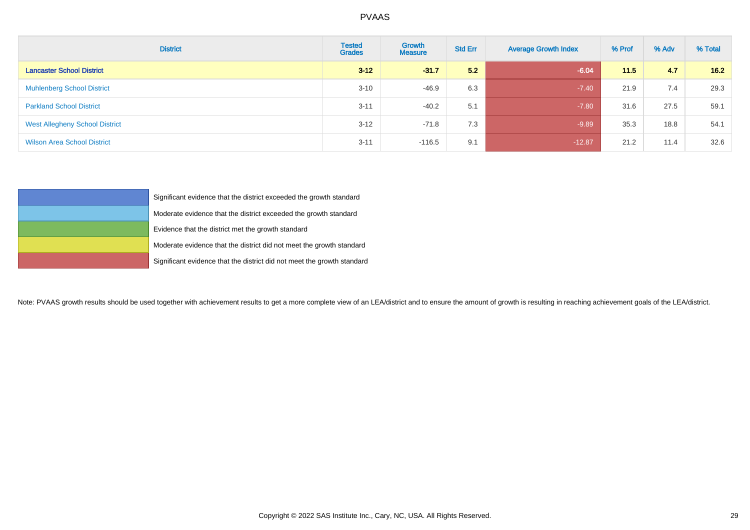# PVAAS

| District | Tested Grades | Growth Measure | Std Err | Average Growth Index | % Prof | % Adv | % Total |
|---|---|---|---|---|---|---|---|
| **Lancaster School District** | **3-12** | **-31.7** | **5.2** | **-6.04** | **11.5** | **4.7** | **16.2** |
| Muhlenberg School District | 3-10 | -46.9 | 6.3 | -7.40 | 21.9 | 7.4 | 29.3 |
| Parkland School District | 3-11 | -40.2 | 5.1 | -7.80 | 31.6 | 27.5 | 59.1 |
| West Allegheny School District | 3-12 | -71.8 | 7.3 | -9.89 | 35.3 | 18.8 | 54.1 |
| Wilson Area School District | 3-11 | -116.5 | 9.1 | -12.87 | 21.2 | 11.4 | 32.6 |

Significant evidence that the district exceeded the growth standard

Moderate evidence that the district exceeded the growth standard

Evidence that the district met the growth standard

Moderate evidence that the district did not meet the growth standard

Significant evidence that the district did not meet the growth standard

Note: PVAAS growth results should be used together with achievement results to get a more complete view of an LEA/district and to ensure the amount of growth is resulting in reaching achievement goals of the LEA/district.

Copyright © 2022 SAS Institute Inc., Cary, NC, USA. All Rights Reserved.